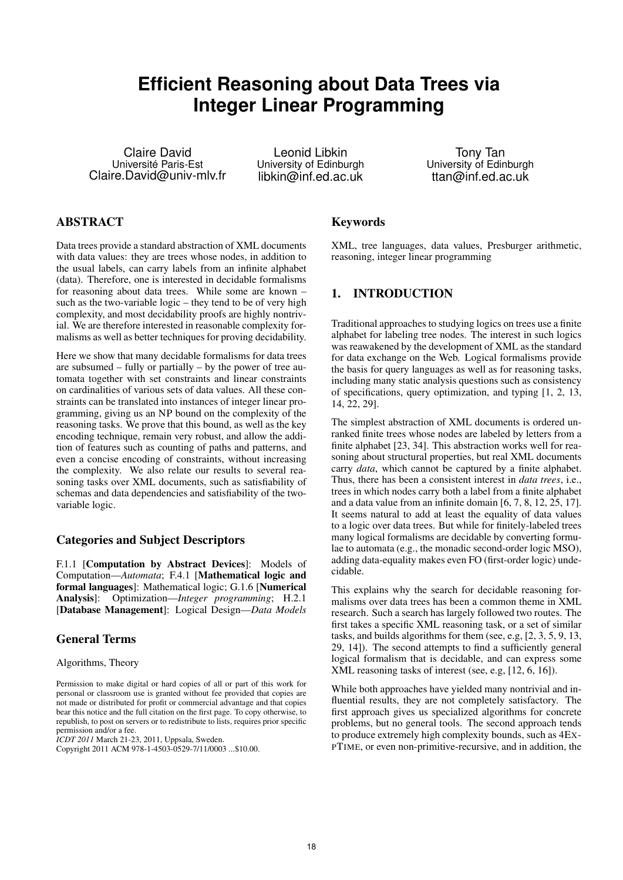# Efficient Reasoning about Data Trees via Integer Linear Programming

Claire David
Université Paris-Est
Claire.David@univ-mlv.fr

Leonid Libkin
University of Edinburgh
libkin@inf.ed.ac.uk

Tony Tan
University of Edinburgh
ttan@inf.ed.ac.uk

## ABSTRACT

Data trees provide a standard abstraction of XML documents with data values: they are trees whose nodes, in addition to the usual labels, can carry labels from an infinite alphabet (data). Therefore, one is interested in decidable formalisms for reasoning about data trees. While some are known – such as the two-variable logic – they tend to be of very high complexity, and most decidability proofs are highly nontrivial. We are therefore interested in reasonable complexity formalisms as well as better techniques for proving decidability.

Here we show that many decidable formalisms for data trees are subsumed – fully or partially – by the power of tree automata together with set constraints and linear constraints on cardinalities of various sets of data values. All these constraints can be translated into instances of integer linear programming, giving us an NP bound on the complexity of the reasoning tasks. We prove that this bound, as well as the key encoding technique, remain very robust, and allow the addition of features such as counting of paths and patterns, and even a concise encoding of constraints, without increasing the complexity. We also relate our results to several reasoning tasks over XML documents, such as satisfiability of schemas and data dependencies and satisfiability of the two-variable logic.

### Categories and Subject Descriptors

F.1.1 [**Computation by Abstract Devices**]: Models of Computation—*Automata*; F.4.1 [**Mathematical logic and formal languages**]: Mathematical logic; G.1.6 [**Numerical Analysis**]: Optimization—*Integer programming*; H.2.1 [**Database Management**]: Logical Design—*Data Models*

### General Terms

Algorithms, Theory

Permission to make digital or hard copies of all or part of this work for personal or classroom use is granted without fee provided that copies are not made or distributed for profit or commercial advantage and that copies bear this notice and the full citation on the first page. To copy otherwise, to republish, to post on servers or to redistribute to lists, requires prior specific permission and/or a fee.
*ICDT 2011* March 21-23, 2011, Uppsala, Sweden.
Copyright 2011 ACM 978-1-4503-0529-7/11/0003 ...$10.00.

## Keywords

XML, tree languages, data values, Presburger arithmetic, reasoning, integer linear programming

## 1. INTRODUCTION

Traditional approaches to studying logics on trees use a finite alphabet for labeling tree nodes. The interest in such logics was reawakened by the development of XML as the standard for data exchange on the Web. Logical formalisms provide the basis for query languages as well as for reasoning tasks, including many static analysis questions such as consistency of specifications, query optimization, and typing [1, 2, 13, 14, 22, 29].

The simplest abstraction of XML documents is ordered unranked finite trees whose nodes are labeled by letters from a finite alphabet [23, 34]. This abstraction works well for reasoning about structural properties, but real XML documents carry *data*, which cannot be captured by a finite alphabet. Thus, there has been a consistent interest in *data trees*, i.e., trees in which nodes carry both a label from a finite alphabet and a data value from an infinite domain [6, 7, 8, 12, 25, 17]. It seems natural to add at least the equality of data values to a logic over data trees. But while for finitely-labeled trees many logical formalisms are decidable by converting formulae to automata (e.g., the monadic second-order logic MSO), adding data-equality makes even FO (first-order logic) undecidable.

This explains why the search for decidable reasoning formalisms over data trees has been a common theme in XML research. Such a search has largely followed two routes. The first takes a specific XML reasoning task, or a set of similar tasks, and builds algorithms for them (see, e.g, [2, 3, 5, 9, 13, 29, 14]). The second attempts to find a sufficiently general logical formalism that is decidable, and can express some XML reasoning tasks of interest (see, e.g, [12, 6, 16]).

While both approaches have yielded many nontrivial and influential results, they are not completely satisfactory. The first approach gives us specialized algorithms for concrete problems, but no general tools. The second approach tends to produce extremely high complexity bounds, such as 4EXPTIME, or even non-primitive-recursive, and in addition, the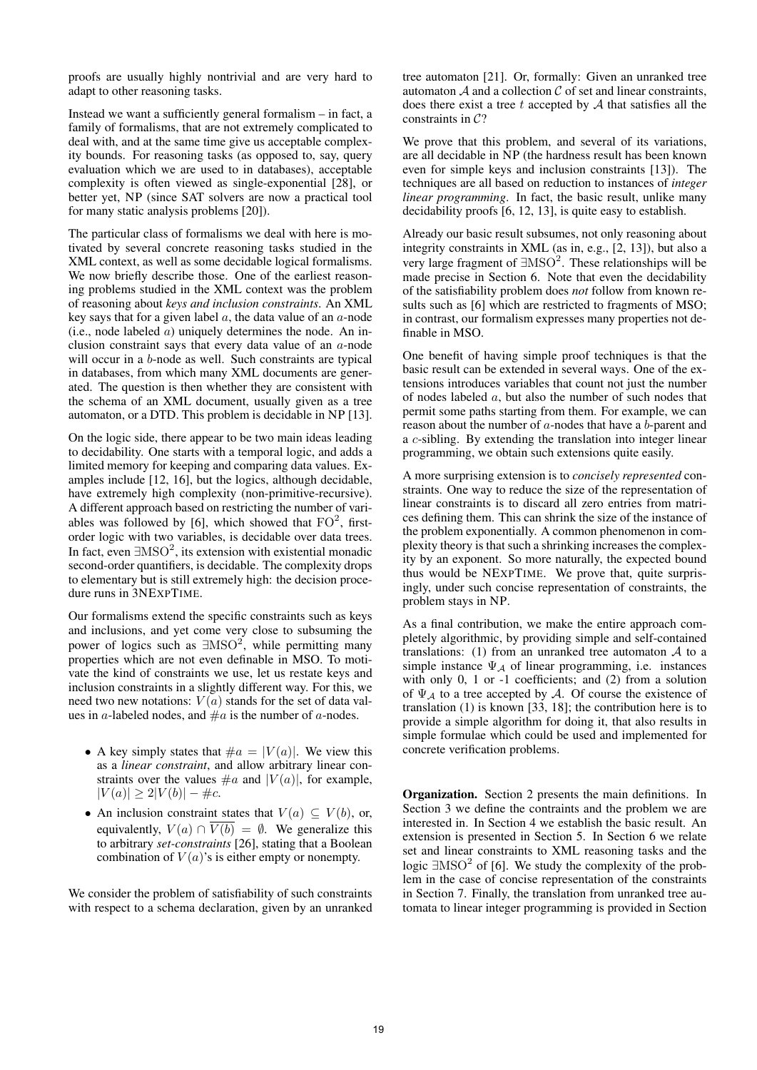proofs are usually highly nontrivial and are very hard to adapt to other reasoning tasks.

Instead we want a sufficiently general formalism – in fact, a family of formalisms, that are not extremely complicated to deal with, and at the same time give us acceptable complexity bounds. For reasoning tasks (as opposed to, say, query evaluation which we are used to in databases), acceptable complexity is often viewed as single-exponential [28], or better yet, NP (since SAT solvers are now a practical tool for many static analysis problems [20]).

The particular class of formalisms we deal with here is motivated by several concrete reasoning tasks studied in the XML context, as well as some decidable logical formalisms. We now briefly describe those. One of the earliest reasoning problems studied in the XML context was the problem of reasoning about *keys and inclusion constraints*. An XML key says that for a given label $a$, the data value of an $a$-node (i.e., node labeled $a$) uniquely determines the node. An inclusion constraint says that every data value of an $a$-node will occur in a $b$-node as well. Such constraints are typical in databases, from which many XML documents are generated. The question is then whether they are consistent with the schema of an XML document, usually given as a tree automaton, or a DTD. This problem is decidable in NP [13].

On the logic side, there appear to be two main ideas leading to decidability. One starts with a temporal logic, and adds a limited memory for keeping and comparing data values. Examples include [12, 16], but the logics, although decidable, have extremely high complexity (non-primitive-recursive). A different approach based on restricting the number of variables was followed by [6], which showed that $\mathrm{FO}^2$, first-order logic with two variables, is decidable over data trees. In fact, even $\exists\mathrm{MSO}^2$, its extension with existential monadic second-order quantifiers, is decidable. The complexity drops to elementary but is still extremely high: the decision procedure runs in 3NEXPTIME.

Our formalisms extend the specific constraints such as keys and inclusions, and yet come very close to subsuming the power of logics such as $\exists\mathrm{MSO}^2$, while permitting many properties which are not even definable in MSO. To motivate the kind of constraints we use, let us restate keys and inclusion constraints in a slightly different way. For this, we need two new notations: $V(a)$ stands for the set of data values in $a$-labeled nodes, and $\#a$ is the number of $a$-nodes.

- A key simply states that $\#a = |V(a)|$. We view this as a *linear constraint*, and allow arbitrary linear constraints over the values $\#a$ and $|V(a)|$, for example, $|V(a)| \geq 2|V(b)| - \#c$.
- An inclusion constraint states that $V(a) \subseteq V(b)$, or, equivalently, $V(a) \cap \overline{V(b)} = \emptyset$. We generalize this to arbitrary *set-constraints* [26], stating that a Boolean combination of $V(a)$'s is either empty or nonempty.

We consider the problem of satisfiability of such constraints with respect to a schema declaration, given by an unranked tree automaton [21]. Or, formally: Given an unranked tree automaton $\mathcal{A}$ and a collection $\mathcal{C}$ of set and linear constraints, does there exist a tree $t$ accepted by $\mathcal{A}$ that satisfies all the constraints in $\mathcal{C}$?

We prove that this problem, and several of its variations, are all decidable in NP (the hardness result has been known even for simple keys and inclusion constraints [13]). The techniques are all based on reduction to instances of *integer linear programming*. In fact, the basic result, unlike many decidability proofs [6, 12, 13], is quite easy to establish.

Already our basic result subsumes, not only reasoning about integrity constraints in XML (as in, e.g., [2, 13]), but also a very large fragment of $\exists\mathrm{MSO}^2$. These relationships will be made precise in Section 6. Note that even the decidability of the satisfiability problem does *not* follow from known results such as [6] which are restricted to fragments of MSO; in contrast, our formalism expresses many properties not definable in MSO.

One benefit of having simple proof techniques is that the basic result can be extended in several ways. One of the extensions introduces variables that count not just the number of nodes labeled $a$, but also the number of such nodes that permit some paths starting from them. For example, we can reason about the number of $a$-nodes that have a $b$-parent and a $c$-sibling. By extending the translation into integer linear programming, we obtain such extensions quite easily.

A more surprising extension is to *concisely represented* constraints. One way to reduce the size of the representation of linear constraints is to discard all zero entries from matrices defining them. This can shrink the size of the instance of the problem exponentially. A common phenomenon in complexity theory is that such a shrinking increases the complexity by an exponent. So more naturally, the expected bound thus would be NEXPTIME. We prove that, quite surprisingly, under such concise representation of constraints, the problem stays in NP.

As a final contribution, we make the entire approach completely algorithmic, by providing simple and self-contained translations: (1) from an unranked tree automaton $\mathcal{A}$ to a simple instance $\Psi_{\mathcal{A}}$ of linear programming, i.e. instances with only 0, 1 or -1 coefficients; and (2) from a solution of $\Psi_{\mathcal{A}}$ to a tree accepted by $\mathcal{A}$. Of course the existence of translation (1) is known [33, 18]; the contribution here is to provide a simple algorithm for doing it, that also results in simple formulae which could be used and implemented for concrete verification problems.

**Organization.** Section 2 presents the main definitions. In Section 3 we define the contraints and the problem we are interested in. In Section 4 we establish the basic result. An extension is presented in Section 5. In Section 6 we relate set and linear constraints to XML reasoning tasks and the logic $\exists\mathrm{MSO}^2$ of [6]. We study the complexity of the problem in the case of concise representation of the constraints in Section 7. Finally, the translation from unranked tree automata to linear integer programming is provided in Section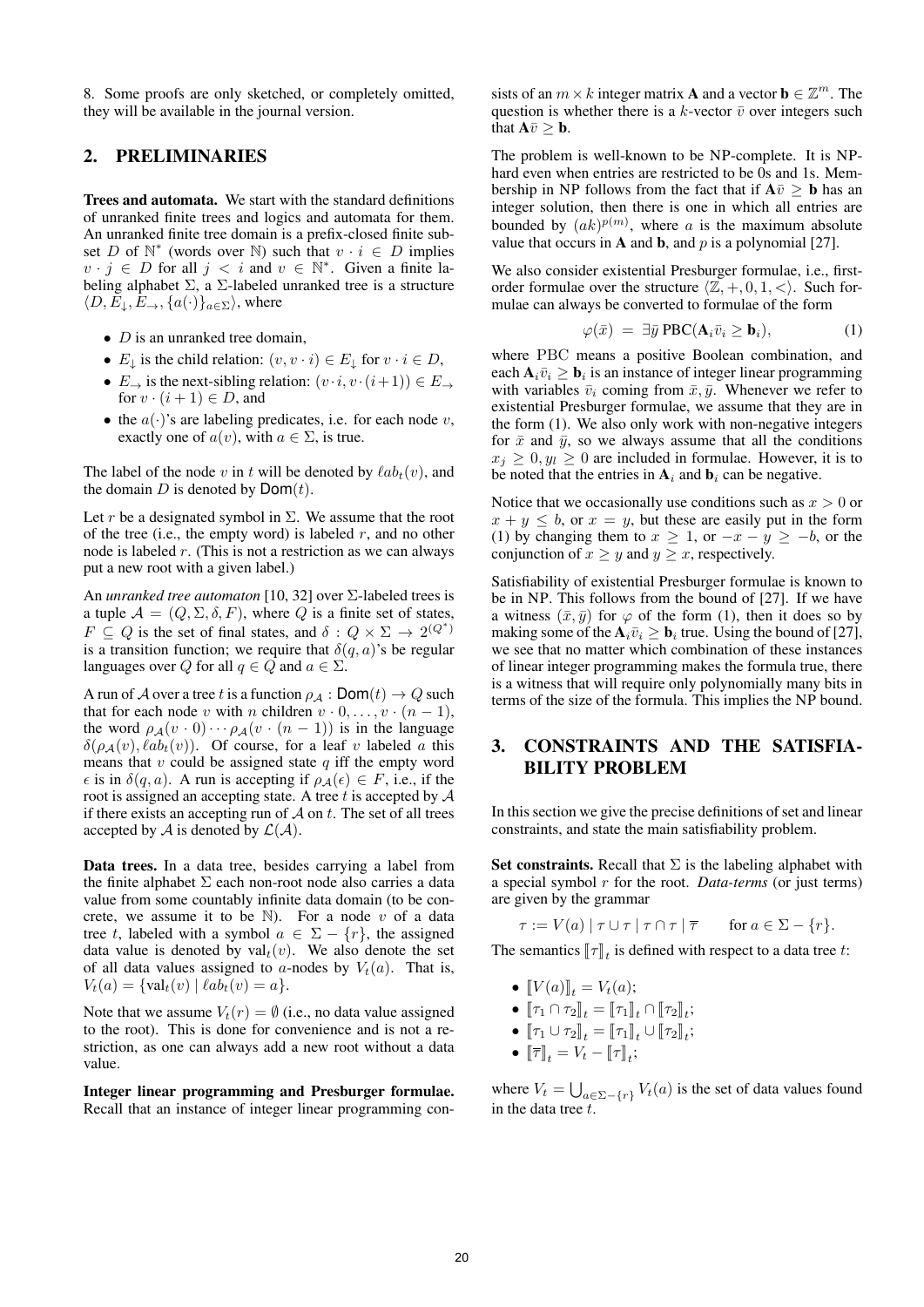8. Some proofs are only sketched, or completely omitted, they will be available in the journal version.

## 2. PRELIMINARIES

**Trees and automata.** We start with the standard definitions of unranked finite trees and logics and automata for them. An unranked finite tree domain is a prefix-closed finite subset $D$ of $\mathbb{N}^*$ (words over $\mathbb{N}$) such that $v \cdot i \in D$ implies $v \cdot j \in D$ for all $j < i$ and $v \in \mathbb{N}^*$. Given a finite labeling alphabet $\Sigma$, a $\Sigma$-labeled unranked tree is a structure $\langle D, E_\downarrow, E_\rightarrow, \{a(\cdot)\}_{a \in \Sigma}\rangle$, where

- $D$ is an unranked tree domain,
- $E_\downarrow$ is the child relation: $(v, v \cdot i) \in E_\downarrow$ for $v \cdot i \in D$,
- $E_\rightarrow$ is the next-sibling relation: $(v \cdot i, v \cdot (i+1)) \in E_\rightarrow$ for $v \cdot (i+1) \in D$, and
- the $a(\cdot)$'s are labeling predicates, i.e. for each node $v$, exactly one of $a(v)$, with $a \in \Sigma$, is true.

The label of the node $v$ in $t$ will be denoted by $\ell ab_t(v)$, and the domain $D$ is denoted by $\mathsf{Dom}(t)$.

Let $r$ be a designated symbol in $\Sigma$. We assume that the root of the tree (i.e., the empty word) is labeled $r$, and no other node is labeled $r$. (This is not a restriction as we can always put a new root with a given label.)

An *unranked tree automaton* [10, 32] over $\Sigma$-labeled trees is a tuple $\mathcal{A} = (Q, \Sigma, \delta, F)$, where $Q$ is a finite set of states, $F \subseteq Q$ is the set of final states, and $\delta : Q \times \Sigma \to 2^{(Q^*)}$ is a transition function; we require that $\delta(q, a)$'s be regular languages over $Q$ for all $q \in Q$ and $a \in \Sigma$.

A run of $\mathcal{A}$ over a tree $t$ is a function $\rho_\mathcal{A} : \mathsf{Dom}(t) \to Q$ such that for each node $v$ with $n$ children $v \cdot 0, \ldots, v \cdot (n-1)$, the word $\rho_\mathcal{A}(v \cdot 0) \cdots \rho_\mathcal{A}(v \cdot (n-1))$ is in the language $\delta(\rho_\mathcal{A}(v), \ell ab_t(v))$. Of course, for a leaf $v$ labeled $a$ this means that $v$ could be assigned state $q$ iff the empty word $\epsilon$ is in $\delta(q, a)$. A run is accepting if $\rho_\mathcal{A}(\epsilon) \in F$, i.e., if the root is assigned an accepting state. A tree $t$ is accepted by $\mathcal{A}$ if there exists an accepting run of $\mathcal{A}$ on $t$. The set of all trees accepted by $\mathcal{A}$ is denoted by $\mathcal{L}(\mathcal{A})$.

**Data trees.** In a data tree, besides carrying a label from the finite alphabet $\Sigma$ each non-root node also carries a data value from some countably infinite data domain (to be concrete, we assume it to be $\mathbb{N}$). For a node $v$ of a data tree $t$, labeled with a symbol $a \in \Sigma - \{r\}$, the assigned data value is denoted by $\mathrm{val}_t(v)$. We also denote the set of all data values assigned to $a$-nodes by $V_t(a)$. That is, $V_t(a) = \{\mathrm{val}_t(v) \mid \ell ab_t(v) = a\}$.

Note that we assume $V_t(r) = \emptyset$ (i.e., no data value assigned to the root). This is done for convenience and is not a restriction, as one can always add a new root without a data value.

**Integer linear programming and Presburger formulae.** Recall that an instance of integer linear programming consists of an $m \times k$ integer matrix $\mathbf{A}$ and a vector $\mathbf{b} \in \mathbb{Z}^m$. The question is whether there is a $k$-vector $\bar{v}$ over integers such that $\mathbf{A}\bar{v} \geq \mathbf{b}$.

The problem is well-known to be NP-complete. It is NP-hard even when entries are restricted to be 0s and 1s. Membership in NP follows from the fact that if $\mathbf{A}\bar{v} \geq \mathbf{b}$ has an integer solution, then there is one in which all entries are bounded by $(ak)^{p(m)}$, where $a$ is the maximum absolute value that occurs in $\mathbf{A}$ and $\mathbf{b}$, and $p$ is a polynomial [27].

We also consider existential Presburger formulae, i.e., first-order formulae over the structure $\langle \mathbb{Z}, +, 0, 1, < \rangle$. Such formulae can always be converted to formulae of the form

$$\varphi(\bar{x}) \;=\; \exists \bar{y}\, \mathrm{PBC}(\mathbf{A}_i \bar{v}_i \geq \mathbf{b}_i), \tag{1}$$

where PBC means a positive Boolean combination, and each $\mathbf{A}_i \bar{v}_i \geq \mathbf{b}_i$ is an instance of integer linear programming with variables $\bar{v}_i$ coming from $\bar{x}, \bar{y}$. Whenever we refer to existential Presburger formulae, we assume that they are in the form (1). We also only work with non-negative integers for $\bar{x}$ and $\bar{y}$, so we always assume that all the conditions $x_j \geq 0, y_l \geq 0$ are included in formulae. However, it is to be noted that the entries in $\mathbf{A}_i$ and $\mathbf{b}_i$ can be negative.

Notice that we occasionally use conditions such as $x > 0$ or $x + y \leq b$, or $x = y$, but these are easily put in the form (1) by changing them to $x \geq 1$, or $-x - y \geq -b$, or the conjunction of $x \geq y$ and $y \geq x$, respectively.

Satisfiability of existential Presburger formulae is known to be in NP. This follows from the bound of [27]. If we have a witness $(\bar{x}, \bar{y})$ for $\varphi$ of the form (1), then it does so by making some of the $\mathbf{A}_i \bar{v}_i \geq \mathbf{b}_i$ true. Using the bound of [27], we see that no matter which combination of these instances of linear integer programming makes the formula true, there is a witness that will require only polynomially many bits in terms of the size of the formula. This implies the NP bound.

## 3. CONSTRAINTS AND THE SATISFIABILITY PROBLEM

In this section we give the precise definitions of set and linear constraints, and state the main satisfiability problem.

**Set constraints.** Recall that $\Sigma$ is the labeling alphabet with a special symbol $r$ for the root. *Data-terms* (or just terms) are given by the grammar

$$\tau := V(a) \mid \tau \cup \tau \mid \tau \cap \tau \mid \overline{\tau} \qquad \text{for } a \in \Sigma - \{r\}.$$

The semantics $[\![\tau]\!]_t$ is defined with respect to a data tree $t$:

- $[\![V(a)]\!]_t = V_t(a)$;
- $[\![\tau_1 \cap \tau_2]\!]_t = [\![\tau_1]\!]_t \cap [\![\tau_2]\!]_t$;
- $[\![\tau_1 \cup \tau_2]\!]_t = [\![\tau_1]\!]_t \cup [\![\tau_2]\!]_t$;
- $[\![\overline{\tau}]\!]_t = V_t - [\![\tau]\!]_t$;

where $V_t = \bigcup_{a \in \Sigma - \{r\}} V_t(a)$ is the set of data values found in the data tree $t$.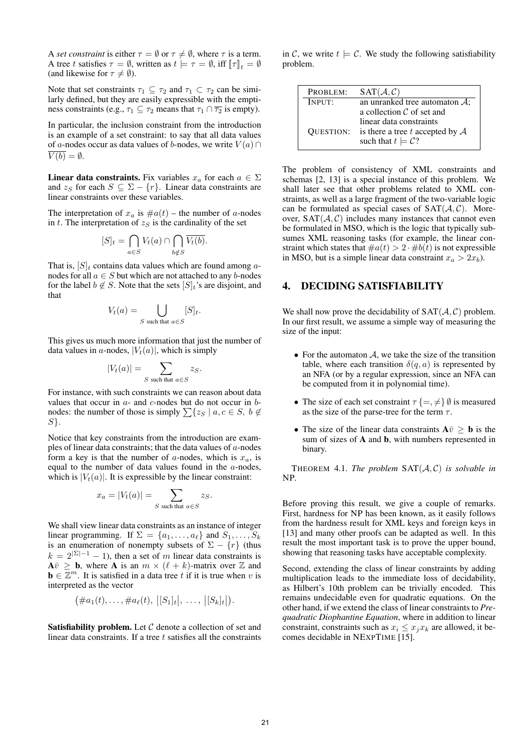A *set constraint* is either $\tau = \emptyset$ or $\tau \neq \emptyset$, where $\tau$ is a term. A tree $t$ satisfies $\tau = \emptyset$, written as $t \models \tau = \emptyset$, iff $[\![\tau]\!]_t = \emptyset$ (and likewise for $\tau \neq \emptyset$).

Note that set constraints $\tau_1 \subseteq \tau_2$ and $\tau_1 \subset \tau_2$ can be similarly defined, but they are easily expressible with the emptiness constraints (e.g., $\tau_1 \subseteq \tau_2$ means that $\tau_1 \cap \overline{\tau_2}$ is empty).

In particular, the inclusion constraint from the introduction is an example of a set constraint: to say that all data values of $a$-nodes occur as data values of $b$-nodes, we write $V(a) \cap \overline{V(b)} = \emptyset$.

**Linear data constraints.** Fix variables $x_a$ for each $a \in \Sigma$ and $z_S$ for each $S \subseteq \Sigma - \{r\}$. Linear data constraints are linear constraints over these variables.

The interpretation of $x_a$ is $\#a(t)$ – the number of $a$-nodes in $t$. The interpretation of $z_S$ is the cardinality of the set

$$[S]_t = \bigcap_{a \in S} V_t(a) \cap \bigcap_{b \notin S} \overline{V_t(b)}.$$

That is, $[S]_t$ contains data values which are found among $a$-nodes for all $a \in S$ but which are not attached to any $b$-nodes for the label $b \notin S$. Note that the sets $[S]_t$'s are disjoint, and that

$$V_t(a) = \bigcup_{S \text{ such that } a \in S} [S]_t.$$

This gives us much more information that just the number of data values in $a$-nodes, $|V_t(a)|$, which is simply

$$|V_t(a)| = \sum_{S \text{ such that } a \in S} z_S.$$

For instance, with such constraints we can reason about data values that occur in $a$- and $c$-nodes but do not occur in $b$-nodes: the number of those is simply $\sum\{z_S \mid a, c \in S,\ b \notin S\}$.

Notice that key constraints from the introduction are examples of linear data constraints; that the data values of $a$-nodes form a key is that the number of $a$-nodes, which is $x_a$, is equal to the number of data values found in the $a$-nodes, which is $|V_t(a)|$. It is expressible by the linear constraint:

$$x_a = |V_t(a)| = \sum_{S \text{ such that } a \in S} z_S.$$

We shall view linear data constraints as an instance of integer linear programming. If $\Sigma = \{a_1, \ldots, a_\ell\}$ and $S_1, \ldots, S_k$ is an enumeration of nonempty subsets of $\Sigma - \{r\}$ (thus $k = 2^{|\Sigma|-1} - 1$), then a set of $m$ linear data constraints is $\mathbf{A}\bar{v} \geq \mathbf{b}$, where $\mathbf{A}$ is an $m \times (\ell + k)$-matrix over $\mathbb{Z}$ and $\mathbf{b} \in \mathbb{Z}^m$. It is satisfied in a data tree $t$ if it is true when $v$ is interpreted as the vector

$$\big(\#a_1(t), \ldots, \#a_\ell(t),\ \big|[S_1]_t\big|,\ \ldots,\ \big|[S_k]_t\big|\big).$$

**Satisfiability problem.** Let $\mathcal{C}$ denote a collection of set and linear data constraints. If a tree $t$ satisfies all the constraints in $\mathcal{C}$, we write $t \models \mathcal{C}$. We study the following satisfiability problem.

| PROBLEM: | $\text{SAT}(\mathcal{A}, \mathcal{C})$ |
|---|---|
| INPUT: | an unranked tree automaton $\mathcal{A}$; a collection $\mathcal{C}$ of set and linear data constraints |
| QUESTION: | is there a tree $t$ accepted by $\mathcal{A}$ such that $t \models \mathcal{C}$? |

The problem of consistency of XML constraints and schemas [2, 13] is a special instance of this problem. We shall later see that other problems related to XML constraints, as well as a large fragment of the two-variable logic can be formulated as special cases of $\text{SAT}(\mathcal{A}, \mathcal{C})$. Moreover, $\text{SAT}(\mathcal{A}, \mathcal{C})$ includes many instances that cannot even be formulated in MSO, which is the logic that typically subsumes XML reasoning tasks (for example, the linear constraint which states that $\#a(t) > 2 \cdot \#b(t)$ is not expressible in MSO, but is a simple linear data constraint $x_a > 2x_b$).

# 4. DECIDING SATISFIABILITY

We shall now prove the decidability of $\text{SAT}(\mathcal{A}, \mathcal{C})$ problem. In our first result, we assume a simple way of measuring the size of the input:

- For the automaton $\mathcal{A}$, we take the size of the transition table, where each transition $\delta(q, a)$ is represented by an NFA (or by a regular expression, since an NFA can be computed from it in polynomial time).
- The size of each set constraint $\tau \{=, \neq\} \emptyset$ is measured as the size of the parse-tree for the term $\tau$.
- The size of the linear data constraints $\mathbf{A}\bar{v} \geq \mathbf{b}$ is the sum of sizes of $\mathbf{A}$ and $\mathbf{b}$, with numbers represented in binary.

THEOREM 4.1. *The problem* $\text{SAT}(\mathcal{A}, \mathcal{C})$ *is solvable in* NP.

Before proving this result, we give a couple of remarks. First, hardness for NP has been known, as it easily follows from the hardness result for XML keys and foreign keys in [13] and many other proofs can be adapted as well. In this result the most important task is to prove the upper bound, showing that reasoning tasks have acceptable complexity.

Second, extending the class of linear constraints by adding multiplication leads to the immediate loss of decidability, as Hilbert's 10th problem can be trivially encoded. This remains undecidable even for quadratic equations. On the other hand, if we extend the class of linear constraints to *Prequadratic Diophantine Equation*, where in addition to linear constraint, constraints such as $x_i \leq x_j x_k$ are allowed, it becomes decidable in NEXPTIME [15].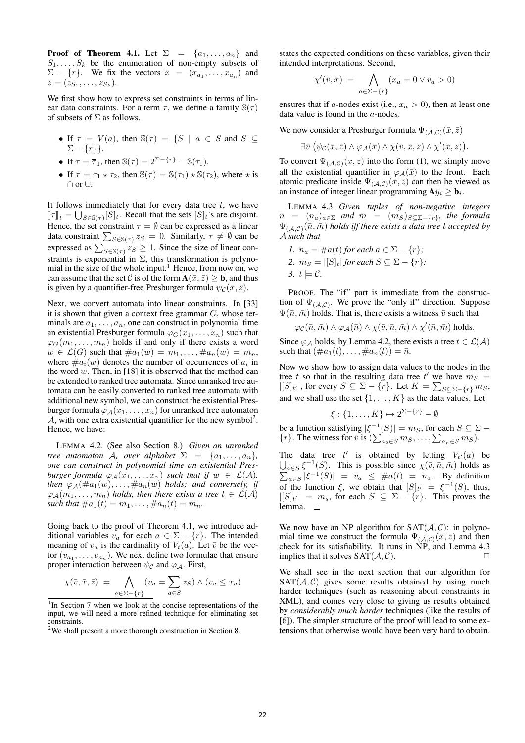**Proof of Theorem 4.1.** Let $\Sigma = \{a_1, \ldots, a_n\}$ and $S_1, \ldots, S_k$ be the enumeration of non-empty subsets of $\Sigma - \{r\}$. We fix the vectors $\bar{x} = (x_{a_1}, \ldots, x_{a_n})$ and $\bar{z} = (z_{S_1}, \ldots, z_{S_k})$.

We first show how to express set constraints in terms of linear data constraints. For a term $\tau$, we define a family $\mathbb{S}(\tau)$ of subsets of $\Sigma$ as follows.

- If $\tau = V(a)$, then $\mathbb{S}(\tau) = \{S \mid a \in S \text{ and } S \subseteq \Sigma - \{r\}\}$.
- If $\tau = \overline{\tau}_1$, then $\mathbb{S}(\tau) = 2^{\Sigma - \{r\}} - \mathbb{S}(\tau_1)$.
- If $\tau = \tau_1 \star \tau_2$, then $\mathbb{S}(\tau) = \mathbb{S}(\tau_1) \star \mathbb{S}(\tau_2)$, where $\star$ is $\cap$ or $\cup$.

It follows immediately that for every data tree $t$, we have $[\![\tau]\!]_t = \bigcup_{S \in \mathbb{S}(\tau)} [S]_t$. Recall that the sets $[S]_t$'s are disjoint. Hence, the set constraint $\tau = \emptyset$ can be expressed as a linear data constraint $\sum_{S \in \mathbb{S}(\tau)} z_S = 0$. Similarly, $\tau \neq \emptyset$ can be expressed as $\sum_{S \in \mathbb{S}(\tau)} z_S \geq 1$. Since the size of linear constraints is exponential in $\Sigma$, this transformation is polynomial in the size of the whole input.[1] Hence, from now on, we can assume that the set $\mathcal{C}$ is of the form $\mathbf{A}(\bar{x}, \bar{z}) \geq \mathbf{b}$, and thus is given by a quantifier-free Presburger formula $\psi_{\mathcal{C}}(\bar{x}, \bar{z})$.

Next, we convert automata into linear constraints. In [33] it is shown that given a context free grammar $G$, whose terminals are $a_1, \ldots, a_n$, one can construct in polynomial time an existential Presburger formula $\varphi_G(x_1, \ldots, x_n)$ such that $\varphi_G(m_1, \ldots, m_n)$ holds if and only if there exists a word $w \in \mathcal{L}(G)$ such that $\#a_1(w) = m_1, \ldots, \#a_n(w) = m_n$, where $\#a_i(w)$ denotes the number of occurrences of $a_i$ in the word $w$. Then, in [18] it is observed that the method can be extended to ranked tree automata. Since unranked tree automata can be easily converted to ranked tree automata with additional new symbol, we can construct the existential Presburger formula $\varphi_{\mathcal{A}}(x_1, \ldots, x_n)$ for unranked tree automaton $\mathcal{A}$, with one extra existential quantifier for the new symbol[2]. Hence, we have:

LEMMA 4.2. (See also Section 8.) *Given an unranked tree automaton $\mathcal{A}$, over alphabet $\Sigma = \{a_1, \ldots, a_n\}$, one can construct in polynomial time an existential Presburger formula $\varphi_{\mathcal{A}}(x_1, \ldots, x_n)$ such that if $w \in \mathcal{L}(\mathcal{A})$, then $\varphi_{\mathcal{A}}(\#a_1(w), \ldots, \#a_n(w))$ holds; and conversely, if $\varphi_{\mathcal{A}}(m_1, \ldots, m_n)$ holds, then there exists a tree $t \in \mathcal{L}(\mathcal{A})$ such that $\#a_1(t) = m_1, \ldots, \#a_n(t) = m_n$.*

Going back to the proof of Theorem 4.1, we introduce additional variables $v_a$ for each $a \in \Sigma - \{r\}$. The intended meaning of $v_a$ is the cardinality of $V_t(a)$. Let $\bar{v}$ be the vector $(v_{a_1}, \ldots, v_{a_n})$. We next define two formulae that ensure proper interaction between $\psi_{\mathcal{C}}$ and $\varphi_{\mathcal{A}}$. First,

$$\chi(\bar{v}, \bar{x}, \bar{z}) = \bigwedge_{a \in \Sigma - \{r\}} (v_a = \sum_{a \in S} z_S) \wedge (v_a \leq x_a)$$

states the expected conditions on these variables, given their intended interpretations. Second,

$$\chi'(\bar{v}, \bar{x}) = \bigwedge_{a \in \Sigma - \{r\}} (x_a = 0 \vee v_a > 0)$$

ensures that if $a$-nodes exist (i.e., $x_a > 0$), then at least one data value is found in the $a$-nodes.

We now consider a Presburger formula $\Psi_{(\mathcal{A},\mathcal{C})}(\bar{x}, \bar{z})$

$$\exists \bar{v} \left( \psi_{\mathcal{C}}(\bar{x}, \bar{z}) \wedge \varphi_{\mathcal{A}}(\bar{x}) \wedge \chi(\bar{v}, \bar{x}, \bar{z}) \wedge \chi'(\bar{x}, \bar{z}) \right).$$

To convert $\Psi_{(\mathcal{A},\mathcal{C})}(\bar{x}, \bar{z})$ into the form (1), we simply move all the existential quantifier in $\varphi_{\mathcal{A}}(\bar{x})$ to the front. Each atomic predicate inside $\Psi_{(\mathcal{A},\mathcal{C})}(\bar{x}, \bar{z})$ can then be viewed as an instance of integer linear programming $\mathbf{A}\bar{y}_i \geq \mathbf{b}_i$.

LEMMA 4.3. *Given tuples of non-negative integers $\bar{n} = (n_a)_{a \in \Sigma}$ and $\bar{m} = (m_S)_{S \subseteq \Sigma - \{r\}}$, the formula $\Psi_{(\mathcal{A},\mathcal{C})}(\bar{n}, \bar{m})$ holds iff there exists a data tree $t$ accepted by $\mathcal{A}$ such that*

1. *$n_a = \#a(t)$ for each $a \in \Sigma - \{r\}$;*
2. *$m_S = |[S]_t|$ for each $S \subseteq \Sigma - \{r\}$;*
3. *$t \models \mathcal{C}$.*

PROOF. The "if" part is immediate from the construction of $\Psi_{(\mathcal{A},\mathcal{C})}$. We prove the "only if" direction. Suppose $\Psi(\bar{n}, \bar{m})$ holds. That is, there exists a witness $\bar{v}$ such that

$$\varphi_{\mathcal{C}}(\bar{n}, \bar{m}) \wedge \varphi_{\mathcal{A}}(\bar{n}) \wedge \chi(\bar{v}, \bar{n}, \bar{m}) \wedge \chi'(\bar{n}, \bar{m}) \text{ holds.}$$

Since $\varphi_{\mathcal{A}}$ holds, by Lemma 4.2, there exists a tree $t \in \mathcal{L}(\mathcal{A})$ such that $(\#a_1(t), \ldots, \#a_n(t)) = \bar{n}$.

Now we show how to assign data values to the nodes in the tree $t$ so that in the resulting data tree $t'$ we have $m_S = |[S]_{t'}|$, for every $S \subseteq \Sigma - \{r\}$. Let $K = \sum_{S \subseteq \Sigma - \{r\}} m_S$, and we shall use the set $\{1, \ldots, K\}$ as the data values. Let

$$\xi : \{1, \ldots, K\} \mapsto 2^{\Sigma - \{r\}} - \emptyset$$

be a function satisfying $|\xi^{-1}(S)| = m_S$, for each $S \subseteq \Sigma - \{r\}$. The witness for $\bar{v}$ is $(\sum_{a_2 \in S} m_S, \ldots, \sum_{a_n \in S} m_S)$.

The data tree $t'$ is obtained by letting $V_{t'}(a)$ be $\bigcup_{a \in S} \xi^{-1}(S)$. This is possible since $\chi(\bar{v}, \bar{n}, \bar{m})$ holds as $\sum_{a \in S} |\xi^{-1}(S)| = v_a \leq \#a(t) = n_a$. By definition of the function $\xi$, we obtain that $[S]_{t'} = \xi^{-1}(S)$, thus, $|[S]_{t'}| = m_s$, for each $S \subseteq \Sigma - \{r\}$. This proves the lemma. □

We now have an NP algorithm for $\text{SAT}(\mathcal{A}, \mathcal{C})$: in polynomial time we construct the formula $\Psi_{(\mathcal{A},\mathcal{C})}(\bar{x}, \bar{z})$ and then check for its satisfiability. It runs in NP, and Lemma 4.3 implies that it solves $\text{SAT}(\mathcal{A}, \mathcal{C})$. □

We shall see in the next section that our algorithm for $\text{SAT}(\mathcal{A}, \mathcal{C})$ gives some results obtained by using much harder techniques (such as reasoning about constraints in XML), and comes very close to giving us results obtained by *considerably much harder* techniques (like the results of [6]). The simpler structure of the proof will lead to some extensions that otherwise would have been very hard to obtain.

---

[1] In Section 7 when we look at the concise representations of the input, we will need a more refined technique for eliminating set constraints.

[2] We shall present a more thorough construction in Section 8.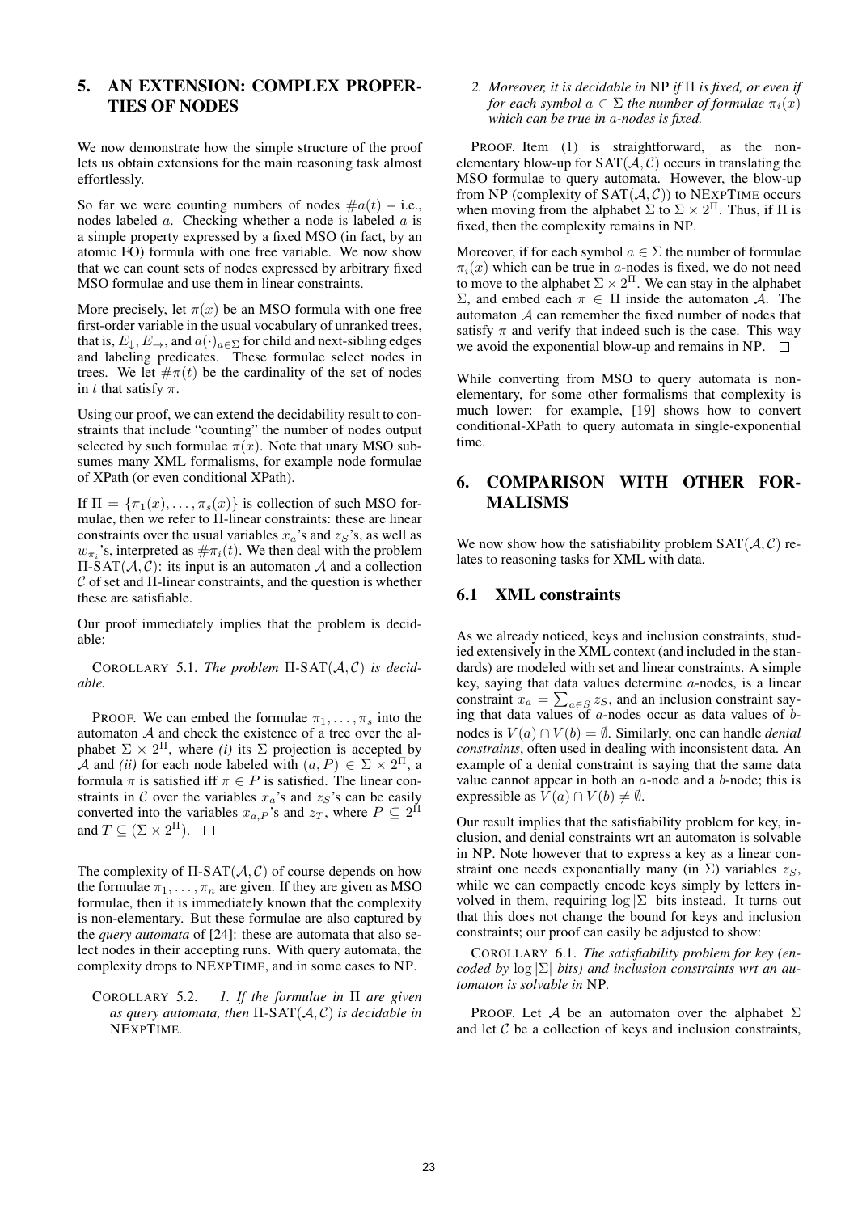## 5. AN EXTENSION: COMPLEX PROPERTIES OF NODES

We now demonstrate how the simple structure of the proof lets us obtain extensions for the main reasoning task almost effortlessly.

So far we were counting numbers of nodes $\#a(t)$ – i.e., nodes labeled $a$. Checking whether a node is labeled $a$ is a simple property expressed by a fixed MSO (in fact, by an atomic FO) formula with one free variable. We now show that we can count sets of nodes expressed by arbitrary fixed MSO formulae and use them in linear constraints.

More precisely, let $\pi(x)$ be an MSO formula with one free first-order variable in the usual vocabulary of unranked trees, that is, $E_\downarrow$, $E_\rightarrow$, and $a(\cdot)_{a\in\Sigma}$ for child and next-sibling edges and labeling predicates. These formulae select nodes in trees. We let $\#\pi(t)$ be the cardinality of the set of nodes in $t$ that satisfy $\pi$.

Using our proof, we can extend the decidability result to constraints that include "counting" the number of nodes output selected by such formulae $\pi(x)$. Note that unary MSO subsumes many XML formalisms, for example node formulae of XPath (or even conditional XPath).

If $\Pi = \{\pi_1(x), \ldots, \pi_s(x)\}$ is collection of such MSO formulae, then we refer to $\Pi$-linear constraints: these are linear constraints over the usual variables $x_a$'s and $z_S$'s, as well as $w_{\pi_i}$'s, interpreted as $\#\pi_i(t)$. We then deal with the problem $\Pi$-SAT$(\mathcal{A}, \mathcal{C})$: its input is an automaton $\mathcal{A}$ and a collection $\mathcal{C}$ of set and $\Pi$-linear constraints, and the question is whether these are satisfiable.

Our proof immediately implies that the problem is decidable:

COROLLARY 5.1. *The problem* $\Pi$-SAT$(\mathcal{A}, \mathcal{C})$ *is decidable.*

PROOF. We can embed the formulae $\pi_1, \ldots, \pi_s$ into the automaton $\mathcal{A}$ and check the existence of a tree over the alphabet $\Sigma \times 2^\Pi$, where *(i)* its $\Sigma$ projection is accepted by $\mathcal{A}$ and *(ii)* for each node labeled with $(a, P) \in \Sigma \times 2^\Pi$, a formula $\pi$ is satisfied iff $\pi \in P$ is satisfied. The linear constraints in $\mathcal{C}$ over the variables $x_a$'s and $z_S$'s can be easily converted into the variables $x_{a,P}$'s and $z_T$, where $P \subseteq 2^\Pi$ and $T \subseteq (\Sigma \times 2^\Pi)$. □

The complexity of $\Pi$-SAT$(\mathcal{A}, \mathcal{C})$ of course depends on how the formulae $\pi_1, \ldots, \pi_n$ are given. If they are given as MSO formulae, then it is immediately known that the complexity is non-elementary. But these formulae are also captured by the *query automata* of [24]: these are automata that also select nodes in their accepting runs. With query automata, the complexity drops to NEXPTIME, and in some cases to NP.

COROLLARY 5.2. *1. If the formulae in* $\Pi$ *are given as query automata, then* $\Pi$-SAT$(\mathcal{A}, \mathcal{C})$ *is decidable in* NEXPTIME.

*2. Moreover, it is decidable in* NP *if* $\Pi$ *is fixed, or even if for each symbol* $a \in \Sigma$ *the number of formulae* $\pi_i(x)$ *which can be true in* $a$*-nodes is fixed.*

PROOF. Item (1) is straightforward, as the non-elementary blow-up for SAT$(\mathcal{A}, \mathcal{C})$ occurs in translating the MSO formulae to query automata. However, the blow-up from NP (complexity of SAT$(\mathcal{A}, \mathcal{C})$) to NEXPTIME occurs when moving from the alphabet $\Sigma$ to $\Sigma \times 2^\Pi$. Thus, if $\Pi$ is fixed, then the complexity remains in NP.

Moreover, if for each symbol $a \in \Sigma$ the number of formulae $\pi_i(x)$ which can be true in $a$-nodes is fixed, we do not need to move to the alphabet $\Sigma \times 2^\Pi$. We can stay in the alphabet $\Sigma$, and embed each $\pi \in \Pi$ inside the automaton $\mathcal{A}$. The automaton $\mathcal{A}$ can remember the fixed number of nodes that satisfy $\pi$ and verify that indeed such is the case. This way we avoid the exponential blow-up and remains in NP. □

While converting from MSO to query automata is non-elementary, for some other formalisms that complexity is much lower: for example, [19] shows how to convert conditional-XPath to query automata in single-exponential time.

## 6. COMPARISON WITH OTHER FORMALISMS

We now show how the satisfiability problem SAT$(\mathcal{A}, \mathcal{C})$ relates to reasoning tasks for XML with data.

### 6.1 XML constraints

As we already noticed, keys and inclusion constraints, studied extensively in the XML context (and included in the standards) are modeled with set and linear constraints. A simple key, saying that data values determine $a$-nodes, is a linear constraint $x_a = \sum_{a\in S} z_S$, and an inclusion constraint saying that data values of $a$-nodes occur as data values of $b$-nodes is $V(a) \cap \overline{V(b)} = \emptyset$. Similarly, one can handle *denial constraints*, often used in dealing with inconsistent data. An example of a denial constraint is saying that the same data value cannot appear in both an $a$-node and a $b$-node; this is expressible as $V(a) \cap V(b) \neq \emptyset$.

Our result implies that the satisfiability problem for key, inclusion, and denial constraints wrt an automaton is solvable in NP. Note however that to express a key as a linear constraint one needs exponentially many (in $\Sigma$) variables $z_S$, while we can compactly encode keys simply by letters involved in them, requiring $\log|\Sigma|$ bits instead. It turns out that this does not change the bound for keys and inclusion constraints; our proof can easily be adjusted to show:

COROLLARY 6.1. *The satisfiability problem for key (encoded by* $\log|\Sigma|$ *bits) and inclusion constraints wrt an automaton is solvable in* NP.

PROOF. Let $\mathcal{A}$ be an automaton over the alphabet $\Sigma$ and let $\mathcal{C}$ be a collection of keys and inclusion constraints,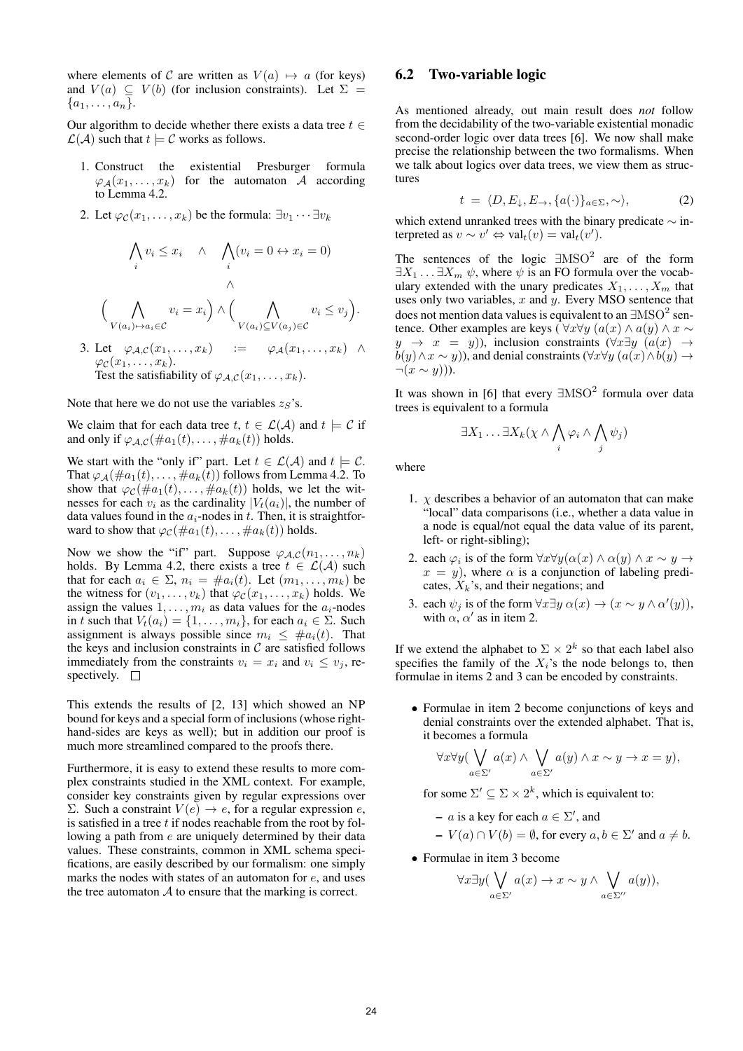where elements of $\mathcal{C}$ are written as $V(a) \mapsto a$ (for keys) and $V(a) \subseteq V(b)$ (for inclusion constraints). Let $\Sigma = \{a_1, \ldots, a_n\}$.

Our algorithm to decide whether there exists a data tree $t \in \mathcal{L}(\mathcal{A})$ such that $t \models \mathcal{C}$ works as follows.

1. Construct the existential Presburger formula $\varphi_{\mathcal{A}}(x_1, \ldots, x_k)$ for the automaton $\mathcal{A}$ according to Lemma 4.2.
2. Let $\varphi_{\mathcal{C}}(x_1, \ldots, x_k)$ be the formula: $\exists v_1 \cdots \exists v_k$
$$\bigwedge_i v_i \leq x_i \quad \wedge \quad \bigwedge_i (v_i = 0 \leftrightarrow x_i = 0)$$
$$\wedge$$
$$\Big( \bigwedge_{V(a_i) \mapsto a_i \in \mathcal{C}} v_i = x_i \Big) \wedge \Big( \bigwedge_{V(a_i) \subseteq V(a_j) \in \mathcal{C}} v_i \leq v_j \Big).$$
3. Let $\varphi_{\mathcal{A},\mathcal{C}}(x_1, \ldots, x_k) := \varphi_{\mathcal{A}}(x_1, \ldots, x_k) \wedge \varphi_{\mathcal{C}}(x_1, \ldots, x_k)$.
   Test the satisfiability of $\varphi_{\mathcal{A},\mathcal{C}}(x_1, \ldots, x_k)$.

Note that here we do not use the variables $z_S$'s.

We claim that for each data tree $t$, $t \in \mathcal{L}(\mathcal{A})$ and $t \models \mathcal{C}$ if and only if $\varphi_{\mathcal{A},\mathcal{C}}(\#a_1(t), \ldots, \#a_k(t))$ holds.

We start with the "only if" part. Let $t \in \mathcal{L}(\mathcal{A})$ and $t \models \mathcal{C}$. That $\varphi_{\mathcal{A}}(\#a_1(t), \ldots, \#a_k(t))$ follows from Lemma 4.2. To show that $\varphi_{\mathcal{C}}(\#a_1(t), \ldots, \#a_k(t))$ holds, we let the witnesses for each $v_i$ as the cardinality $|V_t(a_i)|$, the number of data values found in the $a_i$-nodes in $t$. Then, it is straightforward to show that $\varphi_{\mathcal{C}}(\#a_1(t), \ldots, \#a_k(t))$ holds.

Now we show the "if" part. Suppose $\varphi_{\mathcal{A},\mathcal{C}}(n_1, \ldots, n_k)$ holds. By Lemma 4.2, there exists a tree $t \in \mathcal{L}(\mathcal{A})$ such that for each $a_i \in \Sigma$, $n_i = \#a_i(t)$. Let $(m_1, \ldots, m_k)$ be the witness for $(v_1, \ldots, v_k)$ that $\varphi_{\mathcal{C}}(x_1, \ldots, x_k)$ holds. We assign the values $1, \ldots, m_i$ as data values for the $a_i$-nodes in $t$ such that $V_t(a_i) = \{1, \ldots, m_i\}$, for each $a_i \in \Sigma$. Such assignment is always possible since $m_i \leq \#a_i(t)$. That the keys and inclusion constraints in $\mathcal{C}$ are satisfied follows immediately from the constraints $v_i = x_i$ and $v_i \leq v_j$, respectively. $\square$

This extends the results of [2, 13] which showed an NP bound for keys and a special form of inclusions (whose right-hand-sides are keys as well); but in addition our proof is much more streamlined compared to the proofs there.

Furthermore, it is easy to extend these results to more complex constraints studied in the XML context. For example, consider key constraints given by regular expressions over $\Sigma$. Such a constraint $V(e) \to e$, for a regular expression $e$, is satisfied in a tree $t$ if nodes reachable from the root by following a path from $e$ are uniquely determined by their data values. These constraints, common in XML schema specifications, are easily described by our formalism: one simply marks the nodes with states of an automaton for $e$, and uses the tree automaton $\mathcal{A}$ to ensure that the marking is correct.

## 6.2 Two-variable logic

As mentioned already, out main result does *not* follow from the decidability of the two-variable existential monadic second-order logic over data trees [6]. We now shall make precise the relationship between the two formalisms. When we talk about logics over data trees, we view them as structures

$$t = \langle D, E_{\downarrow}, E_{\rightarrow}, \{a(\cdot)\}_{a \in \Sigma}, \sim \rangle, \tag{2}$$

which extend unranked trees with the binary predicate $\sim$ interpreted as $v \sim v' \Leftrightarrow \mathrm{val}_t(v) = \mathrm{val}_t(v')$.

The sentences of the logic $\exists\mathrm{MSO}^2$ are of the form $\exists X_1 \ldots \exists X_m \, \psi$, where $\psi$ is an FO formula over the vocabulary extended with the unary predicates $X_1, \ldots, X_m$ that uses only two variables, $x$ and $y$. Every MSO sentence that does not mention data values is equivalent to an $\exists\mathrm{MSO}^2$ sentence. Other examples are keys ($\forall x \forall y \, (a(x) \wedge a(y) \wedge x \sim y \to x = y)$), inclusion constraints ($\forall x \exists y \, (a(x) \to b(y) \wedge x \sim y)$), and denial constraints ($\forall x \forall y \, (a(x) \wedge b(y) \to \neg(x \sim y))$).

It was shown in [6] that every $\exists\mathrm{MSO}^2$ formula over data trees is equivalent to a formula

$$\exists X_1 \ldots \exists X_k (\chi \wedge \bigwedge_i \varphi_i \wedge \bigwedge_j \psi_j)$$

where

1. $\chi$ describes a behavior of an automaton that can make "local" data comparisons (i.e., whether a data value in a node is equal/not equal the data value of its parent, left- or right-sibling);
2. each $\varphi_i$ is of the form $\forall x \forall y (\alpha(x) \wedge \alpha(y) \wedge x \sim y \to x = y)$, where $\alpha$ is a conjunction of labeling predicates, $X_k$'s, and their negations; and
3. each $\psi_j$ is of the form $\forall x \exists y \, \alpha(x) \to (x \sim y \wedge \alpha'(y))$, with $\alpha$, $\alpha'$ as in item 2.

If we extend the alphabet to $\Sigma \times 2^k$ so that each label also specifies the family of the $X_i$'s the node belongs to, then formulae in items 2 and 3 can be encoded by constraints.

- Formulae in item 2 become conjunctions of keys and denial constraints over the extended alphabet. That is, it becomes a formula
$$\forall x \forall y (\bigvee_{a \in \Sigma'} a(x) \wedge \bigvee_{a \in \Sigma'} a(y) \wedge x \sim y \to x = y),$$
for some $\Sigma' \subseteq \Sigma \times 2^k$, which is equivalent to:
  - $a$ is a key for each $a \in \Sigma'$, and
  - $V(a) \cap V(b) = \emptyset$, for every $a, b \in \Sigma'$ and $a \neq b$.
- Formulae in item 3 become
$$\forall x \exists y (\bigvee_{a \in \Sigma'} a(x) \to x \sim y \wedge \bigvee_{a \in \Sigma''} a(y)),$$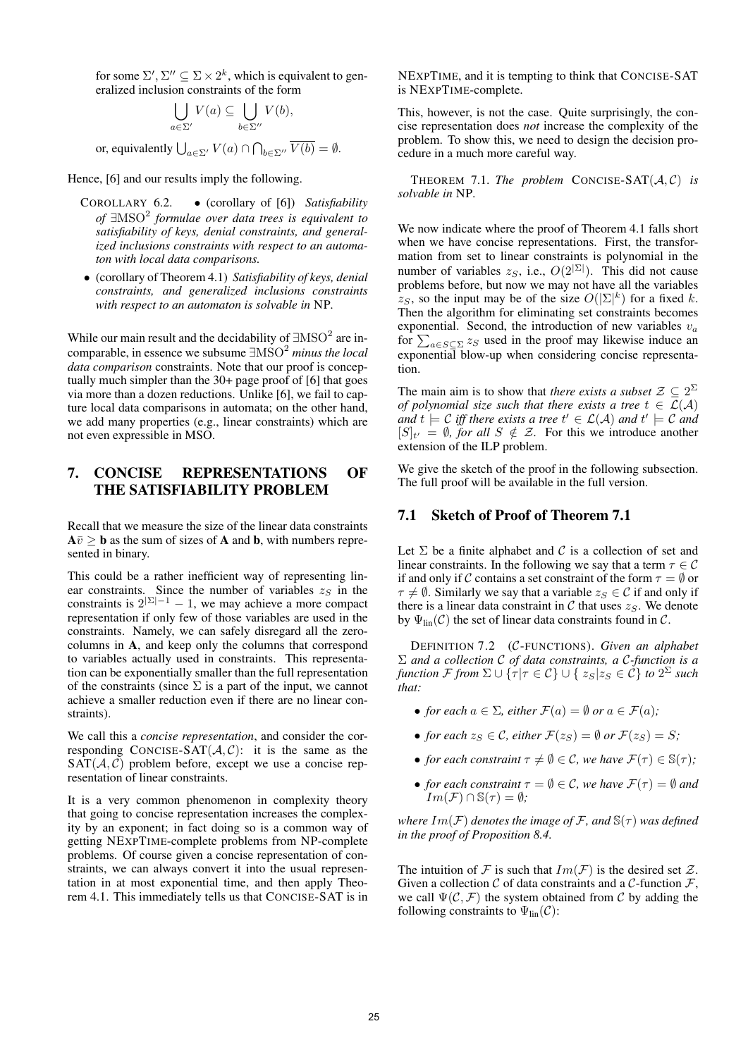for some $\Sigma', \Sigma'' \subseteq \Sigma \times 2^k$, which is equivalent to generalized inclusion constraints of the form

$$\bigcup_{a \in \Sigma'} V(a) \subseteq \bigcup_{b \in \Sigma''} V(b),$$

or, equivalently $\bigcup_{a\in\Sigma'} V(a) \cap \bigcap_{b\in\Sigma''} \overline{V(b)} = \emptyset$.

Hence, [6] and our results imply the following.

COROLLARY 6.2.

- (corollary of [6]) *Satisfiability of $\exists\mathrm{MSO}^2$ formulae over data trees is equivalent to satisfiability of keys, denial constraints, and generalized inclusions constraints with respect to an automaton with local data comparisons.*
- (corollary of Theorem 4.1) *Satisfiability of keys, denial constraints, and generalized inclusions constraints with respect to an automaton is solvable in* NP.

While our main result and the decidability of $\exists\mathrm{MSO}^2$ are incomparable, in essence we subsume $\exists\mathrm{MSO}^2$ *minus the local data comparison* constraints. Note that our proof is conceptually much simpler than the 30+ page proof of [6] that goes via more than a dozen reductions. Unlike [6], we fail to capture local data comparisons in automata; on the other hand, we add many properties (e.g., linear constraints) which are not even expressible in MSO.

## 7. CONCISE REPRESENTATIONS OF THE SATISFIABILITY PROBLEM

Recall that we measure the size of the linear data constraints $\mathbf{A}\bar{v} \geq \mathbf{b}$ as the sum of sizes of $\mathbf{A}$ and $\mathbf{b}$, with numbers represented in binary.

This could be a rather inefficient way of representing linear constraints. Since the number of variables $z_S$ in the constraints is $2^{|\Sigma|-1} - 1$, we may achieve a more compact representation if only few of those variables are used in the constraints. Namely, we can safely disregard all the zero-columns in $\mathbf{A}$, and keep only the columns that correspond to variables actually used in constraints. This representation can be exponentially smaller than the full representation of the constraints (since $\Sigma$ is a part of the input, we cannot achieve a smaller reduction even if there are no linear constraints).

We call this a *concise representation*, and consider the corresponding CONCISE-SAT$(\mathcal{A}, \mathcal{C})$: it is the same as the SAT$(\mathcal{A}, \mathcal{C})$ problem before, except we use a concise representation of linear constraints.

It is a very common phenomenon in complexity theory that going to concise representation increases the complexity by an exponent; in fact doing so is a common way of getting NEXPTIME-complete problems from NP-complete problems. Of course given a concise representation of constraints, we can always convert it into the usual representation in at most exponential time, and then apply Theorem 4.1. This immediately tells us that CONCISE-SAT is in NEXPTIME, and it is tempting to think that CONCISE-SAT is NEXPTIME-complete.

This, however, is not the case. Quite surprisingly, the concise representation does *not* increase the complexity of the problem. To show this, we need to design the decision procedure in a much more careful way.

THEOREM 7.1. *The problem* CONCISE-SAT$(\mathcal{A}, \mathcal{C})$ *is solvable in* NP.

We now indicate where the proof of Theorem 4.1 falls short when we have concise representations. First, the transformation from set to linear constraints is polynomial in the number of variables $z_S$, i.e., $O(2^{|\Sigma|})$. This did not cause problems before, but now we may not have all the variables $z_S$, so the input may be of the size $O(|\Sigma|^k)$ for a fixed $k$. Then the algorithm for eliminating set constraints becomes exponential. Second, the introduction of new variables $v_a$ for $\sum_{a\in S\subseteq\Sigma} z_S$ used in the proof may likewise induce an exponential blow-up when considering concise representation.

The main aim is to show that *there exists a subset $\mathcal{Z} \subseteq 2^\Sigma$ of polynomial size such that there exists a tree $t \in \mathcal{L}(\mathcal{A})$ and $t \models \mathcal{C}$ iff there exists a tree $t' \in \mathcal{L}(\mathcal{A})$ and $t' \models \mathcal{C}$ and $[S]_{t'} = \emptyset$, for all $S \notin \mathcal{Z}$.* For this we introduce another extension of the ILP problem.

We give the sketch of the proof in the following subsection. The full proof will be available in the full version.

### 7.1 Sketch of Proof of Theorem 7.1

Let $\Sigma$ be a finite alphabet and $\mathcal{C}$ is a collection of set and linear constraints. In the following we say that a term $\tau \in \mathcal{C}$ if and only if $\mathcal{C}$ contains a set constraint of the form $\tau = \emptyset$ or $\tau \neq \emptyset$. Similarly we say that a variable $z_S \in \mathcal{C}$ if and only if there is a linear data constraint in $\mathcal{C}$ that uses $z_S$. We denote by $\Psi_{\mathrm{lin}}(\mathcal{C})$ the set of linear data constraints found in $\mathcal{C}$.

DEFINITION 7.2 ($\mathcal{C}$-FUNCTIONS). *Given an alphabet $\Sigma$ and a collection $\mathcal{C}$ of data constraints, a $\mathcal{C}$-function is a function $\mathcal{F}$ from $\Sigma \cup \{\tau | \tau \in \mathcal{C}\} \cup \{ z_S | z_S \in \mathcal{C}\}$ to $2^\Sigma$ such that:*

- *for each $a \in \Sigma$, either $\mathcal{F}(a) = \emptyset$ or $a \in \mathcal{F}(a)$;*
- *for each $z_S \in \mathcal{C}$, either $\mathcal{F}(z_S) = \emptyset$ or $\mathcal{F}(z_S) = S$;*
- *for each constraint $\tau \neq \emptyset \in \mathcal{C}$, we have $\mathcal{F}(\tau) \in \mathbb{S}(\tau)$;*
- *for each constraint $\tau = \emptyset \in \mathcal{C}$, we have $\mathcal{F}(\tau) = \emptyset$ and $Im(\mathcal{F}) \cap \mathbb{S}(\tau) = \emptyset$;*

*where $Im(\mathcal{F})$ denotes the image of $\mathcal{F}$, and $\mathbb{S}(\tau)$ was defined in the proof of Proposition 8.4.*

The intuition of $\mathcal{F}$ is such that $Im(\mathcal{F})$ is the desired set $\mathcal{Z}$. Given a collection $\mathcal{C}$ of data constraints and a $\mathcal{C}$-function $\mathcal{F}$, we call $\Psi(\mathcal{C}, \mathcal{F})$ the system obtained from $\mathcal{C}$ by adding the following constraints to $\Psi_{\mathrm{lin}}(\mathcal{C})$: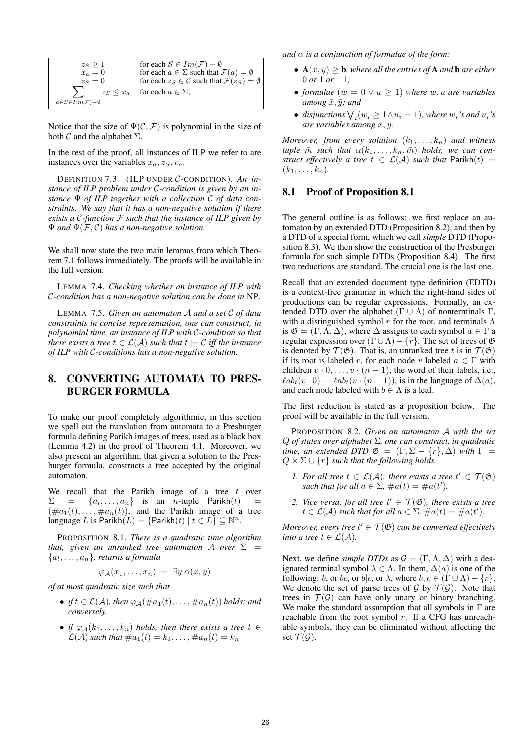$$
\begin{array}{ll}
z_S \geq 1 & \text{for each } S \in Im(\mathcal{F}) - \emptyset \\
x_a = 0 & \text{for each } a \in \Sigma \text{ such that } \mathcal{F}(a) = \emptyset \\
z_S = 0 & \text{for each } z_S \in \mathcal{C} \text{ such that } \mathcal{F}(z_S) = \emptyset \\
\displaystyle\sum_{a \in S \in Im(\mathcal{F}) - \emptyset} z_S \leq x_a & \text{for each } a \in \Sigma;
\end{array}
$$

Notice that the size of $\Psi(\mathcal{C}, \mathcal{F})$ is polynomial in the size of both $\mathcal{C}$ and the alphabet $\Sigma$.

In the rest of the proof, all instances of ILP we refer to are instances over the variables $x_a, z_S, v_a$.

DEFINITION 7.3 (ILP UNDER $\mathcal{C}$-CONDITION). *An instance of ILP problem under $\mathcal{C}$-condition is given by an instance $\Psi$ of ILP together with a collection $\mathcal{C}$ of data constraints. We say that it has a non-negative solution if there exists a $\mathcal{C}$-function $\mathcal{F}$ such that the instance of ILP given by $\Psi$ and $\Psi(\mathcal{F}, \mathcal{C})$ has a non-negative solution.*

We shall now state the two main lemmas from which Theorem 7.1 follows immediately. The proofs will be available in the full version.

LEMMA 7.4. *Checking whether an instance of ILP with $\mathcal{C}$-condition has a non-negative solution can be done in* NP.

LEMMA 7.5. *Given an automaton $\mathcal{A}$ and a set $\mathcal{C}$ of data constraints in concise representation, one can construct, in polynomial time, an instance of ILP with $\mathcal{C}$-condition so that there exists a tree $t \in \mathcal{L}(\mathcal{A})$ such that $t \models \mathcal{C}$ iff the instance of ILP with $\mathcal{C}$-conditions has a non-negative solution.*

# 8. CONVERTING AUTOMATA TO PRESBURGER FORMULA

To make our proof completely algorithmic, in this section we spell out the translation from automata to a Presburger formula defining Parikh images of trees, used as a black box (Lemma 4.2) in the proof of Theorem 4.1. Moreover, we also present an algorithm, that given a solution to the Presburger formula, constructs a tree accepted by the original automaton.

We recall that the Parikh image of a tree $t$ over $\Sigma = \{a_l, \ldots, a_n\}$ is an $n$-tuple $\mathsf{Parikh}(t) = (\#a_1(t), \ldots, \#a_n(t))$, and the Parikh image of a tree language $L$ is $\mathsf{Parikh}(L) = \{\mathsf{Parikh}(t) \mid t \in L\} \subseteq \mathbb{N}^n$.

PROPOSITION 8.1. *There is a quadratic time algorithm that, given an unranked tree automaton $\mathcal{A}$ over $\Sigma = \{a_l, \ldots, a_n\}$, returns a formula*

$$\varphi_{\mathcal{A}}(x_1, \ldots, x_n) \;=\; \exists \bar{y}\; \alpha(\bar{x}, \bar{y})$$

*of at most quadratic size such that*

- *if $t \in \mathcal{L}(\mathcal{A})$, then $\varphi_{\mathcal{A}}(\#a_1(t), \ldots, \#a_n(t))$ holds; and conversely,*
- *if $\varphi_{\mathcal{A}}(k_1, \ldots, k_n)$ holds, then there exists a tree $t \in \mathcal{L}(\mathcal{A})$ such that $\#a_1(t) = k_1, \ldots, \#a_n(t) = k_n$*

*and $\alpha$ is a conjunction of formulae of the form:*

- *$\mathbf{A}(\bar{x}, \bar{y}) \geq \mathbf{b}$, where all the entries of $\mathbf{A}$ and $\mathbf{b}$ are either $0$ or $1$ or $-1$;*
- *formulae $(w = 0 \vee u \geq 1)$ where $w, u$ are variables among $\bar{x}, \bar{y}$; and*
- *disjunctions $\bigvee_i (w_i \geq 1 \wedge u_i = 1)$, where $w_i$'s and $u_i$'s are variables among $\bar{x}, \bar{y}$.*

*Moreover, from every solution $(k_1, \ldots, k_n)$ and witness tuple $\bar{m}$ such that $\alpha(k_1, \ldots, k_n, \bar{m})$ holds, we can construct effectively a tree $t \in \mathcal{L}(\mathcal{A})$ such that $\mathsf{Parikh}(t) = (k_1, \ldots, k_n)$.*

## 8.1 Proof of Proposition 8.1

The general outline is as follows: we first replace an automaton by an extended DTD (Proposition 8.2), and then by a DTD of a special form, which we call *simple* DTD (Proposition 8.3). We then show the construction of the Presburger formula for such simple DTDs (Proposition 8.4). The first two reductions are standard. The crucial one is the last one.

Recall that an extended document type definition (EDTD) is a context-free grammar in which the right-hand sides of productions can be regular expressions. Formally, an extended DTD over the alphabet $(\Gamma \cup \Lambda)$ of nonterminals $\Gamma$, with a distinguished symbol $r$ for the root, and terminals $\Lambda$ is $\mathfrak{G} = (\Gamma, \Lambda, \Delta)$, where $\Delta$ assigns to each symbol $a \in \Gamma$ a regular expression over $(\Gamma \cup \Lambda) - \{r\}$. The set of trees of $\mathfrak{G}$ is denoted by $\mathcal{T}(\mathfrak{G})$. That is, an unranked tree $t$ is in $\mathcal{T}(\mathfrak{G})$ if its root is labeled $r$, for each node $v$ labeled $a \in \Gamma$ with children $v \cdot 0, \ldots, v \cdot (n-1)$, the word of their labels, i.e., $\ell ab_t(v \cdot 0) \cdots \ell ab_t(v \cdot (n-1))$, is in the language of $\Delta(a)$, and each node labeled with $b \in \Lambda$ is a leaf.

The first reduction is stated as a proposition below. The proof will be available in the full version.

PROPOSITION 8.2. *Given an automaton $\mathcal{A}$ with the set $Q$ of states over alphabet $\Sigma$, one can construct, in quadratic time, an extended DTD $\mathfrak{G} = (\Gamma, \Sigma - \{r\}, \Delta)$ with $\Gamma = Q \times \Sigma \cup \{r\}$ such that the following holds.*

1. *For all tree $t \in \mathcal{L}(\mathcal{A})$, there exists a tree $t' \in \mathcal{T}(\mathfrak{G})$ such that for all $a \in \Sigma$, $\#a(t) = \#a(t')$.*
2. *Vice versa, for all tree $t' \in \mathcal{T}(\mathfrak{G})$, there exists a tree $t \in \mathcal{L}(\mathcal{A})$ such that for all $a \in \Sigma$, $\#a(t) = \#a(t')$.*

*Moreover, every tree $t' \in \mathcal{T}(\mathfrak{G})$ can be converted effectively into a tree $t \in \mathcal{L}(\mathcal{A})$.*

Next, we define *simple DTDs* as $\mathcal{G} = (\Gamma, \Lambda, \Delta)$ with a designated terminal symbol $\lambda \in \Lambda$. In them, $\Delta(a)$ is one of the following: $b$, or $bc$, or $b|c$, or $\lambda$, where $b, c \in (\Gamma \cup \Lambda) - \{r\}$. We denote the set of parse trees of $\mathcal{G}$ by $\mathcal{T}(\mathcal{G})$. Note that trees in $\mathcal{T}(\mathcal{G})$ can have only unary or binary branching. We make the standard assumption that all symbols in $\Gamma$ are reachable from the root symbol $r$. If a CFG has unreachable symbols, they can be eliminated without affecting the set $\mathcal{T}(\mathcal{G})$.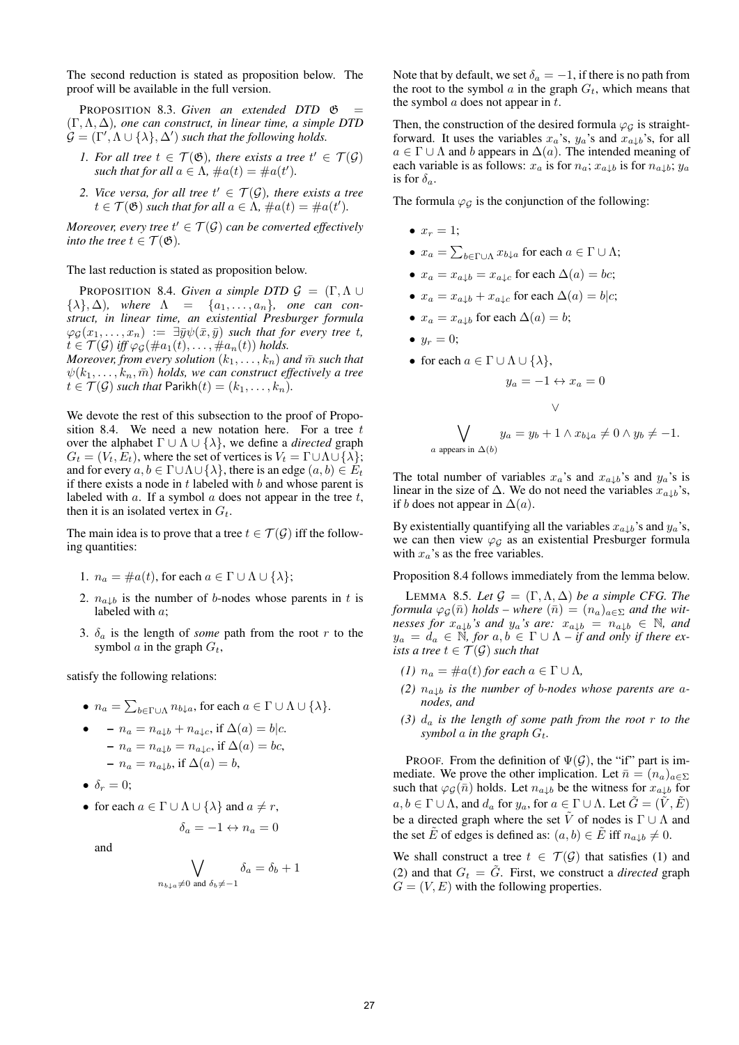The second reduction is stated as proposition below. The proof will be available in the full version.

PROPOSITION 8.3. *Given an extended DTD $\mathfrak{G} = (\Gamma, \Lambda, \Delta)$, one can construct, in linear time, a simple DTD $\mathcal{G} = (\Gamma', \Lambda \cup \{\lambda\}, \Delta')$ such that the following holds.*

1. *For all tree $t \in \mathcal{T}(\mathfrak{G})$, there exists a tree $t' \in \mathcal{T}(\mathcal{G})$ such that for all $a \in \Lambda$, $\#a(t) = \#a(t')$.*
2. *Vice versa, for all tree $t' \in \mathcal{T}(\mathcal{G})$, there exists a tree $t \in \mathcal{T}(\mathfrak{G})$ such that for all $a \in \Lambda$, $\#a(t) = \#a(t')$.*

*Moreover, every tree $t' \in \mathcal{T}(\mathcal{G})$ can be converted effectively into the tree $t \in \mathcal{T}(\mathfrak{G})$.*

The last reduction is stated as proposition below.

PROPOSITION 8.4. *Given a simple DTD $\mathcal{G} = (\Gamma, \Lambda \cup \{\lambda\}, \Delta)$, where $\Lambda = \{a_1, \ldots, a_n\}$, one can construct, in linear time, an existential Presburger formula $\varphi_{\mathcal{G}}(x_1, \ldots, x_n) := \exists \bar{y} \psi(\bar{x}, \bar{y})$ such that for every tree $t$, $t \in \mathcal{T}(\mathcal{G})$ iff $\varphi_{\mathcal{G}}(\#a_1(t), \ldots, \#a_n(t))$ holds.*
*Moreover, from every solution $(k_1, \ldots, k_n)$ and $\bar{m}$ such that $\psi(k_1, \ldots, k_n, \bar{m})$ holds, we can construct effectively a tree $t \in \mathcal{T}(\mathcal{G})$ such that* $\mathsf{Parikh}(t) = (k_1, \ldots, k_n)$.

We devote the rest of this subsection to the proof of Proposition 8.4. We need a new notation here. For a tree $t$ over the alphabet $\Gamma \cup \Lambda \cup \{\lambda\}$, we define a *directed* graph $G_t = (V_t, E_t)$, where the set of vertices is $V_t = \Gamma \cup \Lambda \cup \{\lambda\}$; and for every $a, b \in \Gamma \cup \Lambda \cup \{\lambda\}$, there is an edge $(a, b) \in E_t$ if there exists a node in $t$ labeled with $b$ and whose parent is labeled with $a$. If a symbol $a$ does not appear in the tree $t$, then it is an isolated vertex in $G_t$.

The main idea is to prove that a tree $t \in \mathcal{T}(\mathcal{G})$ iff the following quantities:

1. $n_a = \#a(t)$, for each $a \in \Gamma \cup \Lambda \cup \{\lambda\}$;
2. $n_{a\downarrow b}$ is the number of $b$-nodes whose parents in $t$ is labeled with $a$;
3. $\delta_a$ is the length of *some* path from the root $r$ to the symbol $a$ in the graph $G_t$,

satisfy the following relations:

- $n_a = \sum_{b \in \Gamma \cup \Lambda} n_{b\downarrow a}$, for each $a \in \Gamma \cup \Lambda \cup \{\lambda\}$.
- – $n_a = n_{a\downarrow b} + n_{a\downarrow c}$, if $\Delta(a) = b|c$.
  – $n_a = n_{a\downarrow b} = n_{a\downarrow c}$, if $\Delta(a) = bc$,
  – $n_a = n_{a\downarrow b}$, if $\Delta(a) = b$,
- $\delta_r = 0$;
- for each $a \in \Gamma \cup \Lambda \cup \{\lambda\}$ and $a \neq r$,
$$\delta_a = -1 \leftrightarrow n_a = 0$$
and
$$\bigvee_{n_{b\downarrow a} \neq 0 \text{ and } \delta_b \neq -1} \delta_a = \delta_b + 1$$

Note that by default, we set $\delta_a = -1$, if there is no path from the root to the symbol $a$ in the graph $G_t$, which means that the symbol $a$ does not appear in $t$.

Then, the construction of the desired formula $\varphi_{\mathcal{G}}$ is straightforward. It uses the variables $x_a$'s, $y_a$'s and $x_{a\downarrow b}$'s, for all $a \in \Gamma \cup \Lambda$ and $b$ appears in $\Delta(a)$. The intended meaning of each variable is as follows: $x_a$ is for $n_a$; $x_{a\downarrow b}$ is for $n_{a\downarrow b}$; $y_a$ is for $\delta_a$.

The formula $\varphi_{\mathcal{G}}$ is the conjunction of the following:

- $x_r = 1$;
- $x_a = \sum_{b \in \Gamma \cup \Lambda} x_{b\downarrow a}$ for each $a \in \Gamma \cup \Lambda$;
- $x_a = x_{a\downarrow b} = x_{a\downarrow c}$ for each $\Delta(a) = bc$;
- $x_a = x_{a\downarrow b} + x_{a\downarrow c}$ for each $\Delta(a) = b|c$;
- $x_a = x_{a\downarrow b}$ for each $\Delta(a) = b$;
- $y_r = 0$;
- for each $a \in \Gamma \cup \Lambda \cup \{\lambda\}$,
$$y_a = -1 \leftrightarrow x_a = 0$$
$$\vee$$
$$\bigvee_{a \text{ appears in } \Delta(b)} y_a = y_b + 1 \wedge x_{b\downarrow a} \neq 0 \wedge y_b \neq -1.$$

The total number of variables $x_a$'s and $x_{a\downarrow b}$'s and $y_a$'s is linear in the size of $\Delta$. We do not need the variables $x_{a\downarrow b}$'s, if $b$ does not appear in $\Delta(a)$.

By existentially quantifying all the variables $x_{a\downarrow b}$'s and $y_a$'s, we can then view $\varphi_{\mathcal{G}}$ as an existential Presburger formula with $x_a$'s as the free variables.

Proposition 8.4 follows immediately from the lemma below.

LEMMA 8.5. *Let $\mathcal{G} = (\Gamma, \Lambda, \Delta)$ be a simple CFG. The formula $\varphi_{\mathcal{G}}(\bar{n})$ holds – where $(\bar{n}) = (n_a)_{a \in \Sigma}$ and the witnesses for $x_{a\downarrow b}$'s and $y_a$'s are: $x_{a\downarrow b} = n_{a\downarrow b} \in \mathbb{N}$, and $y_a = d_a \in \mathbb{N}$, for $a, b \in \Gamma \cup \Lambda$ – if and only if there exists a tree $t \in \mathcal{T}(\mathcal{G})$ such that*

*(1) $n_a = \#a(t)$ for each $a \in \Gamma \cup \Lambda$,*

*(2) $n_{a\downarrow b}$ is the number of $b$-nodes whose parents are $a$-nodes, and*

*(3) $d_a$ is the length of some path from the root $r$ to the symbol $a$ in the graph $G_t$.*

PROOF. From the definition of $\Psi(\mathcal{G})$, the "if" part is immediate. We prove the other implication. Let $\bar{n} = (n_a)_{a \in \Sigma}$ such that $\varphi_{\mathcal{G}}(\bar{n})$ holds. Let $n_{a\downarrow b}$ be the witness for $x_{a\downarrow b}$ for $a, b \in \Gamma \cup \Lambda$, and $d_a$ for $y_a$, for $a \in \Gamma \cup \Lambda$. Let $\tilde{G} = (\tilde{V}, \tilde{E})$ be a directed graph where the set $\tilde{V}$ of nodes is $\Gamma \cup \Lambda$ and the set $\tilde{E}$ of edges is defined as: $(a, b) \in \tilde{E}$ iff $n_{a\downarrow b} \neq 0$.

We shall construct a tree $t \in \mathcal{T}(\mathcal{G})$ that satisfies (1) and (2) and that $G_t = \tilde{G}$. First, we construct a *directed* graph $G = (V, E)$ with the following properties.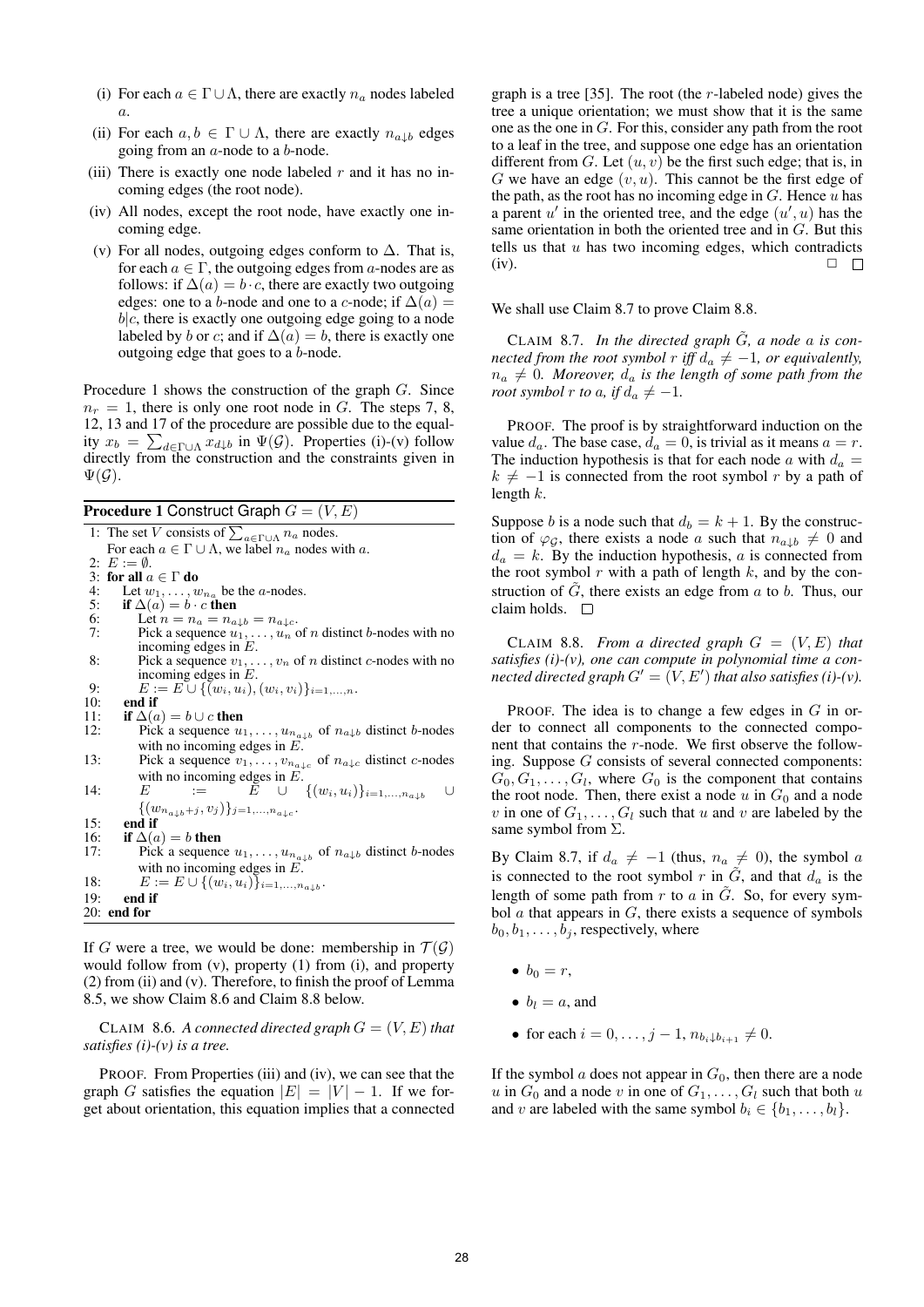(i) For each $a \in \Gamma \cup \Lambda$, there are exactly $n_a$ nodes labeled $a$.

(ii) For each $a, b \in \Gamma \cup \Lambda$, there are exactly $n_{a\downarrow b}$ edges going from an $a$-node to a $b$-node.

(iii) There is exactly one node labeled $r$ and it has no incoming edges (the root node).

(iv) All nodes, except the root node, have exactly one incoming edge.

(v) For all nodes, outgoing edges conform to $\Delta$. That is, for each $a \in \Gamma$, the outgoing edges from $a$-nodes are as follows: if $\Delta(a) = b \cdot c$, there are exactly two outgoing edges: one to a $b$-node and one to a $c$-node; if $\Delta(a) = b|c$, there is exactly one outgoing edge going to a node labeled by $b$ or $c$; and if $\Delta(a) = b$, there is exactly one outgoing edge that goes to a $b$-node.

Procedure 1 shows the construction of the graph $G$. Since $n_r = 1$, there is only one root node in $G$. The steps 7, 8, 12, 13 and 17 of the procedure are possible due to the equality $x_b = \sum_{d \in \Gamma \cup \Lambda} x_{d\downarrow b}$ in $\Psi(\mathcal{G})$. Properties (i)-(v) follow directly from the construction and the constraints given in $\Psi(\mathcal{G})$.

**Procedure 1** Construct Graph $G = (V, E)$

```
1: The set V consists of ∑_{a∈Γ∪Λ} n_a nodes.
   For each a ∈ Γ ∪ Λ, we label n_a nodes with a.
2: E := ∅.
3: for all a ∈ Γ do
4:   Let w_1, ..., w_{n_a} be the a-nodes.
5:   if Δ(a) = b · c then
6:     Let n = n_a = n_{a↓b} = n_{a↓c}.
7:     Pick a sequence u_1, ..., u_n of n distinct b-nodes with no
       incoming edges in E.
8:     Pick a sequence v_1, ..., v_n of n distinct c-nodes with no
       incoming edges in E.
9:     E := E ∪ {(w_i, u_i), (w_i, v_i)}_{i=1,...,n}.
10:  end if
11:  if Δ(a) = b ∪ c then
12:    Pick a sequence u_1, ..., u_{n_{a↓b}} of n_{a↓b} distinct b-nodes
       with no incoming edges in E.
13:    Pick a sequence v_1, ..., v_{n_{a↓c}} of n_{a↓c} distinct c-nodes
       with no incoming edges in E.
14:    E := E ∪ {(w_i, u_i)}_{i=1,...,n_{a↓b}} ∪
       {(w_{n_{a↓b}+j}, v_j)}_{j=1,...,n_{a↓c}}.
15:  end if
16:  if Δ(a) = b then
17:    Pick a sequence u_1, ..., u_{n_{a↓b}} of n_{a↓b} distinct b-nodes
       with no incoming edges in E.
18:    E := E ∪ {(w_i, u_i)}_{i=1,...,n_{a↓b}}.
19:  end if
20: end for
```

If $G$ were a tree, we would be done: membership in $\mathcal{T}(\mathcal{G})$ would follow from (v), property (1) from (i), and property (2) from (ii) and (v). Therefore, to finish the proof of Lemma 8.5, we show Claim 8.6 and Claim 8.8 below.

CLAIM 8.6. *A connected directed graph $G = (V, E)$ that satisfies (i)-(v) is a tree.*

PROOF. From Properties (iii) and (iv), we can see that the graph $G$ satisfies the equation $|E| = |V| - 1$. If we forget about orientation, this equation implies that a connected graph is a tree [35]. The root (the $r$-labeled node) gives the tree a unique orientation; we must show that it is the same one as the one in $G$. For this, consider any path from the root to a leaf in the tree, and suppose one edge has an orientation different from $G$. Let $(u, v)$ be the first such edge; that is, in $G$ we have an edge $(v, u)$. This cannot be the first edge of the path, as the root has no incoming edge in $G$. Hence $u$ has a parent $u'$ in the oriented tree, and the edge $(u', u)$ has the same orientation in both the oriented tree and in $G$. But this tells us that $u$ has two incoming edges, which contradicts (iv). □ □

We shall use Claim 8.7 to prove Claim 8.8.

CLAIM 8.7. *In the directed graph $\tilde{G}$, a node $a$ is connected from the root symbol $r$ iff $d_a \neq -1$, or equivalently, $n_a \neq 0$. Moreover, $d_a$ is the length of some path from the root symbol $r$ to $a$, if $d_a \neq -1$.*

PROOF. The proof is by straightforward induction on the value $d_a$. The base case, $d_a = 0$, is trivial as it means $a = r$. The induction hypothesis is that for each node $a$ with $d_a = k \neq -1$ is connected from the root symbol $r$ by a path of length $k$.

Suppose $b$ is a node such that $d_b = k + 1$. By the construction of $\varphi_{\mathcal{G}}$, there exists a node $a$ such that $n_{a\downarrow b} \neq 0$ and $d_a = k$. By the induction hypothesis, $a$ is connected from the root symbol $r$ with a path of length $k$, and by the construction of $\tilde{G}$, there exists an edge from $a$ to $b$. Thus, our claim holds. □

CLAIM 8.8. *From a directed graph $G = (V, E)$ that satisfies (i)-(v), one can compute in polynomial time a connected directed graph $G' = (V, E')$ that also satisfies (i)-(v).*

PROOF. The idea is to change a few edges in $G$ in order to connect all components to the connected component that contains the $r$-node. We first observe the following. Suppose $G$ consists of several connected components: $G_0, G_1, \ldots, G_l$, where $G_0$ is the component that contains the root node. Then, there exist a node $u$ in $G_0$ and a node $v$ in one of $G_1, \ldots, G_l$ such that $u$ and $v$ are labeled by the same symbol from $\Sigma$.

By Claim 8.7, if $d_a \neq -1$ (thus, $n_a \neq 0$), the symbol $a$ is connected to the root symbol $r$ in $\tilde{G}$, and that $d_a$ is the length of some path from $r$ to $a$ in $\tilde{G}$. So, for every symbol $a$ that appears in $G$, there exists a sequence of symbols $b_0, b_1, \ldots, b_j$, respectively, where

- $b_0 = r$,
- $b_l = a$, and
- for each $i = 0, \ldots, j - 1$, $n_{b_i \downarrow b_{i+1}} \neq 0$.

If the symbol $a$ does not appear in $G_0$, then there are a node $u$ in $G_0$ and a node $v$ in one of $G_1, \ldots, G_l$ such that both $u$ and $v$ are labeled with the same symbol $b_i \in \{b_1, \ldots, b_l\}$.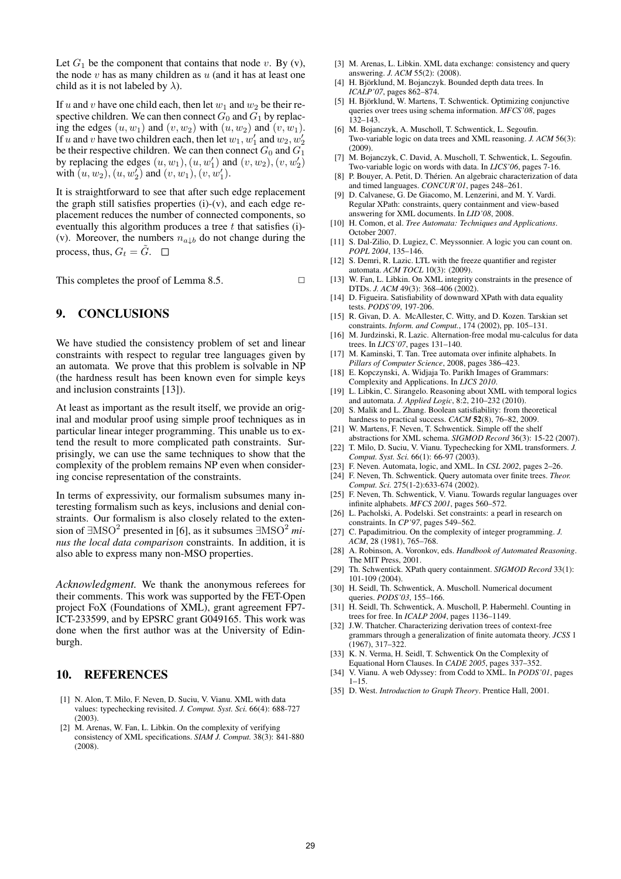Let $G_1$ be the component that contains that node $v$. By (v), the node $v$ has as many children as $u$ (and it has at least one child as it is not labeled by $\lambda$).

If $u$ and $v$ have one child each, then let $w_1$ and $w_2$ be their respective children. We can then connect $G_0$ and $G_1$ by replacing the edges $(u, w_1)$ and $(v, w_2)$ with $(u, w_2)$ and $(v, w_1)$. If $u$ and $v$ have two children each, then let $w_1, w_1'$ and $w_2, w_2'$ be their respective children. We can then connect $G_0$ and $G_1$ by replacing the edges $(u, w_1), (u, w_1')$ and $(v, w_2), (v, w_2')$ with $(u, w_2), (u, w_2')$ and $(v, w_1), (v, w_1')$.

It is straightforward to see that after such edge replacement the graph still satisfies properties (i)-(v), and each edge replacement reduces the number of connected components, so eventually this algorithm produces a tree $t$ that satisfies (i)-(v). Moreover, the numbers $n_{a\downarrow b}$ do not change during the process, thus, $G_t = \tilde{G}$. $\square$

This completes the proof of Lemma 8.5. $\square$

## 9. CONCLUSIONS

We have studied the consistency problem of set and linear constraints with respect to regular tree languages given by an automata. We prove that this problem is solvable in NP (the hardness result has been known even for simple keys and inclusion constraints [13]).

At least as important as the result itself, we provide an original and modular proof using simple proof techniques as in particular linear integer programming. This unable us to extend the result to more complicated path constraints. Surprisingly, we can use the same techniques to show that the complexity of the problem remains NP even when considering concise representation of the constraints.

In terms of expressivity, our formalism subsumes many interesting formalism such as keys, inclusions and denial constraints. Our formalism is also closely related to the extension of $\exists\text{MSO}^2$ presented in [6], as it subsumes $\exists\text{MSO}^2$ *minus the local data comparison* constraints. In addition, it is also able to express many non-MSO properties.

*Acknowledgment.* We thank the anonymous referees for their comments. This work was supported by the FET-Open project FoX (Foundations of XML), grant agreement FP7-ICT-233599, and by EPSRC grant G049165. This work was done when the first author was at the University of Edinburgh.

## 10. REFERENCES

[1] N. Alon, T. Milo, F. Neven, D. Suciu, V. Vianu. XML with data values: typechecking revisited. *J. Comput. Syst. Sci.* 66(4): 688-727 (2003).

[2] M. Arenas, W. Fan, L. Libkin. On the complexity of verifying consistency of XML specifications. *SIAM J. Comput.* 38(3): 841-880 (2008).

[3] M. Arenas, L. Libkin. XML data exchange: consistency and query answering. *J. ACM* 55(2): (2008).

[4] H. Björklund, M. Bojanczyk. Bounded depth data trees. In *ICALP'07*, pages 862–874.

[5] H. Björklund, W. Martens, T. Schwentick. Optimizing conjunctive queries over trees using schema information. *MFCS'08*, pages 132–143.

[6] M. Bojanczyk, A. Muscholl, T. Schwentick, L. Segoufin. Two-variable logic on data trees and XML reasoning. *J. ACM* 56(3): (2009).

[7] M. Bojanczyk, C. David, A. Muscholl, T. Schwentick, L. Segoufin. Two-variable logic on words with data. In *LICS'06*, pages 7-16.

[8] P. Bouyer, A. Petit, D. Thérien. An algebraic characterization of data and timed languages. *CONCUR'01*, pages 248–261.

[9] D. Calvanese, G. De Giacomo, M. Lenzerini, and M. Y. Vardi. Regular XPath: constraints, query containment and view-based answering for XML documents. In *LID'08*, 2008.

[10] H. Comon, et al. *Tree Automata: Techniques and Applications*. October 2007.

[11] S. Dal-Zilio, D. Lugiez, C. Meyssonnier. A logic you can count on. *POPL 2004*, 135–146.

[12] S. Demri, R. Lazic. LTL with the freeze quantifier and register automata. *ACM TOCL* 10(3): (2009).

[13] W. Fan, L. Libkin. On XML integrity constraints in the presence of DTDs. *J. ACM* 49(3): 368–406 (2002).

[14] D. Figueira. Satisfiability of downward XPath with data equality tests. *PODS'09*, 197-206.

[15] R. Givan, D. A. McAllester, C. Witty, and D. Kozen. Tarskian set constraints. *Inform. and Comput.*, 174 (2002), pp. 105–131.

[16] M. Jurdzinski, R. Lazic. Alternation-free modal mu-calculus for data trees. In *LICS'07*, pages 131–140.

[17] M. Kaminski, T. Tan. Tree automata over infinite alphabets. In *Pillars of Computer Science*, 2008, pages 386–423.

[18] E. Kopczynski, A. Widjaja To. Parikh Images of Grammars: Complexity and Applications. In *LICS 2010*.

[19] L. Libkin, C. Sirangelo. Reasoning about XML with temporal logics and automata. *J. Applied Logic*, 8:2, 210–232 (2010).

[20] S. Malik and L. Zhang. Boolean satisfiability: from theoretical hardness to practical success. *CACM* **52**(8), 76–82, 2009.

[21] W. Martens, F. Neven, T. Schwentick. Simple off the shelf abstractions for XML schema. *SIGMOD Record* 36(3): 15-22 (2007).

[22] T. Milo, D. Suciu, V. Vianu. Typechecking for XML transformers. *J. Comput. Syst. Sci.* 66(1): 66-97 (2003).

[23] F. Neven. Automata, logic, and XML. In *CSL 2002*, pages 2–26.

[24] F. Neven, Th. Schwentick. Query automata over finite trees. *Theor. Comput. Sci.* 275(1-2):633-674 (2002).

[25] F. Neven, Th. Schwentick, V. Vianu. Towards regular languages over infinite alphabets. *MFCS 2001*, pages 560–572.

[26] L. Pacholski, A. Podelski. Set constraints: a pearl in research on constraints. In *CP'97*, pages 549–562.

[27] C. Papadimitriou. On the complexity of integer programming. *J. ACM*, 28 (1981), 765–768.

[28] A. Robinson, A. Voronkov, eds. *Handbook of Automated Reasoning*. The MIT Press, 2001.

[29] Th. Schwentick. XPath query containment. *SIGMOD Record* 33(1): 101-109 (2004).

[30] H. Seidl, Th. Schwentick, A. Muscholl. Numerical document queries. *PODS'03*, 155–166.

[31] H. Seidl, Th. Schwentick, A. Muscholl, P. Habermehl. Counting in trees for free. In *ICALP 2004*, pages 1136–1149.

[32] J.W. Thatcher. Characterizing derivation trees of context-free grammars through a generalization of finite automata theory. *JCSS* 1 (1967), 317–322.

[33] K. N. Verma, H. Seidl, T. Schwentick On the Complexity of Equational Horn Clauses. In *CADE 2005*, pages 337–352.

[34] V. Vianu. A web Odyssey: from Codd to XML. In *PODS'01*, pages 1–15.

[35] D. West. *Introduction to Graph Theory*. Prentice Hall, 2001.